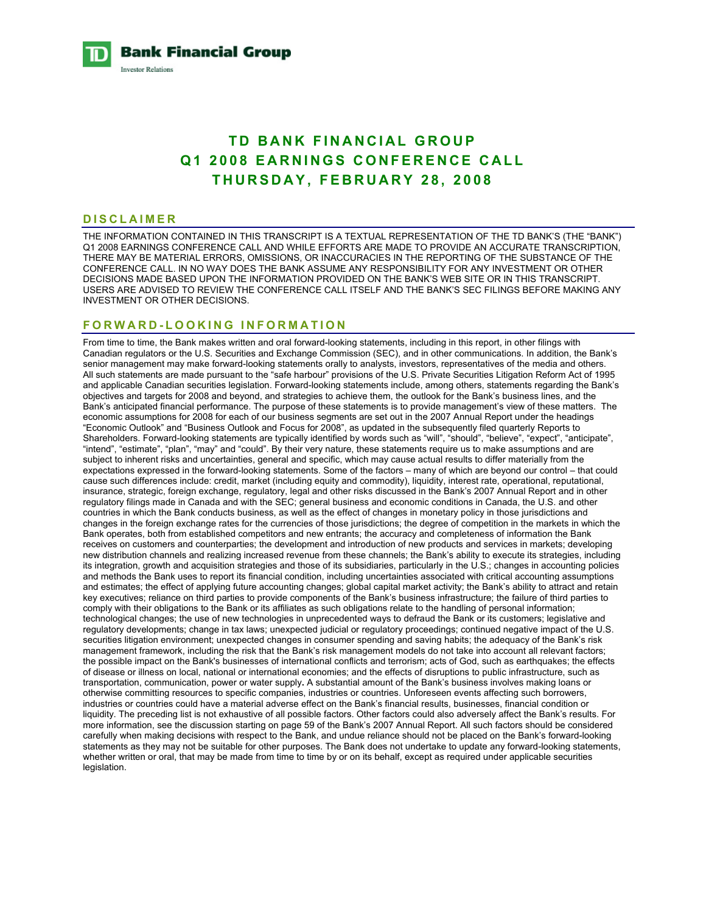**Bank Financial Group**

Investor Relations

# TD BANK FINANCIAL GROUP
# Q1 2008 EARNINGS CONFERENCE CALL
# THURSDAY, FEBRUARY 28, 2008

## DISCLAIMER

THE INFORMATION CONTAINED IN THIS TRANSCRIPT IS A TEXTUAL REPRESENTATION OF THE TD BANK'S (THE "BANK") Q1 2008 EARNINGS CONFERENCE CALL AND WHILE EFFORTS ARE MADE TO PROVIDE AN ACCURATE TRANSCRIPTION, THERE MAY BE MATERIAL ERRORS, OMISSIONS, OR INACCURACIES IN THE REPORTING OF THE SUBSTANCE OF THE CONFERENCE CALL. IN NO WAY DOES THE BANK ASSUME ANY RESPONSIBILITY FOR ANY INVESTMENT OR OTHER DECISIONS MADE BASED UPON THE INFORMATION PROVIDED ON THE BANK'S WEB SITE OR IN THIS TRANSCRIPT. USERS ARE ADVISED TO REVIEW THE CONFERENCE CALL ITSELF AND THE BANK'S SEC FILINGS BEFORE MAKING ANY INVESTMENT OR OTHER DECISIONS.

## FORWARD-LOOKING INFORMATION

From time to time, the Bank makes written and oral forward-looking statements, including in this report, in other filings with Canadian regulators or the U.S. Securities and Exchange Commission (SEC), and in other communications. In addition, the Bank's senior management may make forward-looking statements orally to analysts, investors, representatives of the media and others. All such statements are made pursuant to the "safe harbour" provisions of the U.S. Private Securities Litigation Reform Act of 1995 and applicable Canadian securities legislation. Forward-looking statements include, among others, statements regarding the Bank's objectives and targets for 2008 and beyond, and strategies to achieve them, the outlook for the Bank's business lines, and the Bank's anticipated financial performance. The purpose of these statements is to provide management's view of these matters. The economic assumptions for 2008 for each of our business segments are set out in the 2007 Annual Report under the headings "Economic Outlook" and "Business Outlook and Focus for 2008", as updated in the subsequently filed quarterly Reports to Shareholders. Forward-looking statements are typically identified by words such as "will", "should", "believe", "expect", "anticipate", "intend", "estimate", "plan", "may" and "could". By their very nature, these statements require us to make assumptions and are subject to inherent risks and uncertainties, general and specific, which may cause actual results to differ materially from the expectations expressed in the forward-looking statements. Some of the factors – many of which are beyond our control – that could cause such differences include: credit, market (including equity and commodity), liquidity, interest rate, operational, reputational, insurance, strategic, foreign exchange, regulatory, legal and other risks discussed in the Bank's 2007 Annual Report and in other regulatory filings made in Canada and with the SEC; general business and economic conditions in Canada, the U.S. and other countries in which the Bank conducts business, as well as the effect of changes in monetary policy in those jurisdictions and changes in the foreign exchange rates for the currencies of those jurisdictions; the degree of competition in the markets in which the Bank operates, both from established competitors and new entrants; the accuracy and completeness of information the Bank receives on customers and counterparties; the development and introduction of new products and services in markets; developing new distribution channels and realizing increased revenue from these channels; the Bank's ability to execute its strategies, including its integration, growth and acquisition strategies and those of its subsidiaries, particularly in the U.S.; changes in accounting policies and methods the Bank uses to report its financial condition, including uncertainties associated with critical accounting assumptions and estimates; the effect of applying future accounting changes; global capital market activity; the Bank's ability to attract and retain key executives; reliance on third parties to provide components of the Bank's business infrastructure; the failure of third parties to comply with their obligations to the Bank or its affiliates as such obligations relate to the handling of personal information; technological changes; the use of new technologies in unprecedented ways to defraud the Bank or its customers; legislative and regulatory developments; change in tax laws; unexpected judicial or regulatory proceedings; continued negative impact of the U.S. securities litigation environment; unexpected changes in consumer spending and saving habits; the adequacy of the Bank's risk management framework, including the risk that the Bank's risk management models do not take into account all relevant factors; the possible impact on the Bank's businesses of international conflicts and terrorism; acts of God, such as earthquakes; the effects of disease or illness on local, national or international economies; and the effects of disruptions to public infrastructure, such as transportation, communication, power or water supply. A substantial amount of the Bank's business involves making loans or otherwise committing resources to specific companies, industries or countries. Unforeseen events affecting such borrowers, industries or countries could have a material adverse effect on the Bank's financial results, businesses, financial condition or liquidity. The preceding list is not exhaustive of all possible factors. Other factors could also adversely affect the Bank's results. For more information, see the discussion starting on page 59 of the Bank's 2007 Annual Report. All such factors should be considered carefully when making decisions with respect to the Bank, and undue reliance should not be placed on the Bank's forward-looking statements as they may not be suitable for other purposes. The Bank does not undertake to update any forward-looking statements, whether written or oral, that may be made from time to time by or on its behalf, except as required under applicable securities legislation.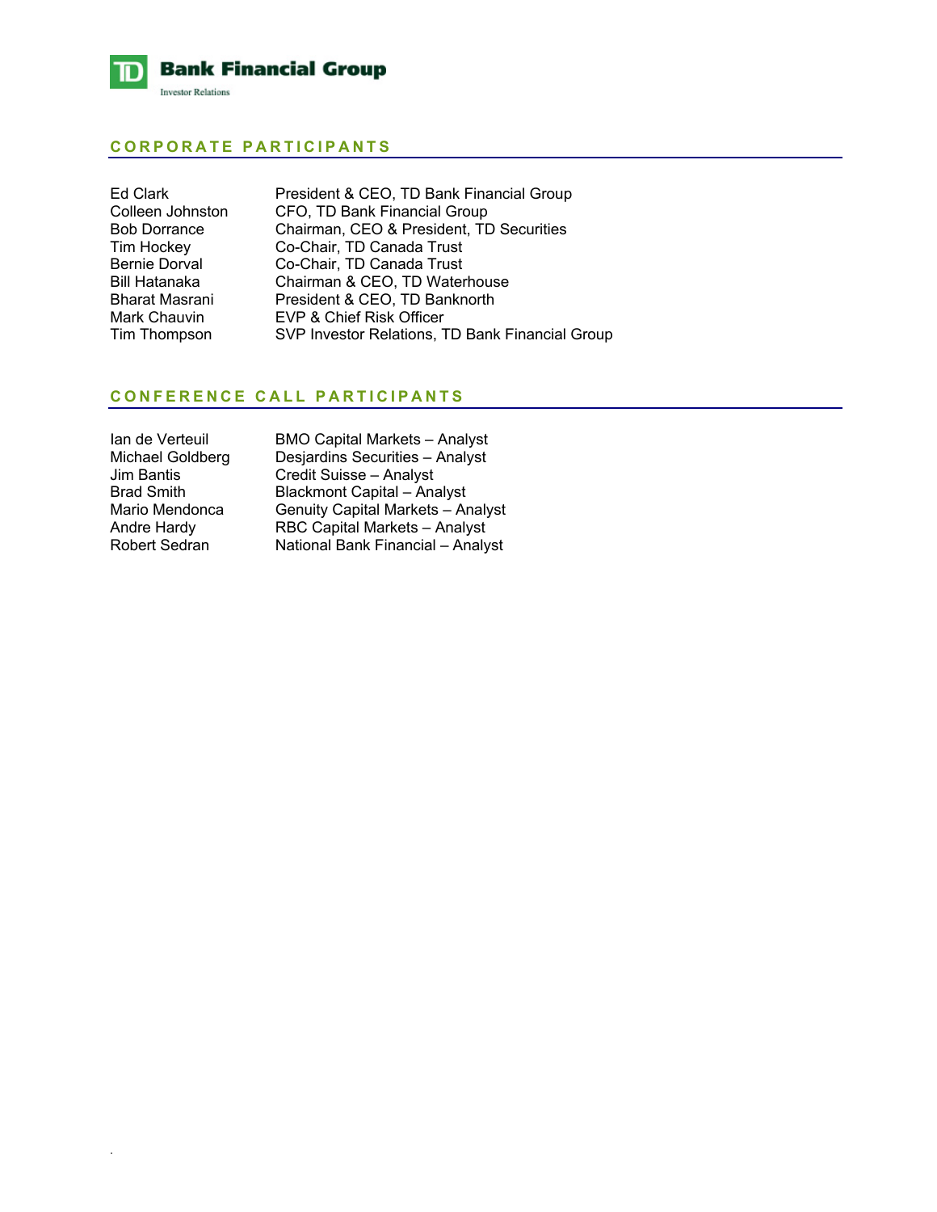## CORPORATE PARTICIPANTS

| | |
|---|---|
| Ed Clark | President & CEO, TD Bank Financial Group |
| Colleen Johnston | CFO, TD Bank Financial Group |
| Bob Dorrance | Chairman, CEO & President, TD Securities |
| Tim Hockey | Co-Chair, TD Canada Trust |
| Bernie Dorval | Co-Chair, TD Canada Trust |
| Bill Hatanaka | Chairman & CEO, TD Waterhouse |
| Bharat Masrani | President & CEO, TD Banknorth |
| Mark Chauvin | EVP & Chief Risk Officer |
| Tim Thompson | SVP Investor Relations, TD Bank Financial Group |

## CONFERENCE CALL PARTICIPANTS

| | |
|---|---|
| Ian de Verteuil | BMO Capital Markets – Analyst |
| Michael Goldberg | Desjardins Securities – Analyst |
| Jim Bantis | Credit Suisse – Analyst |
| Brad Smith | Blackmont Capital – Analyst |
| Mario Mendonca | Genuity Capital Markets – Analyst |
| Andre Hardy | RBC Capital Markets – Analyst |
| Robert Sedran | National Bank Financial – Analyst |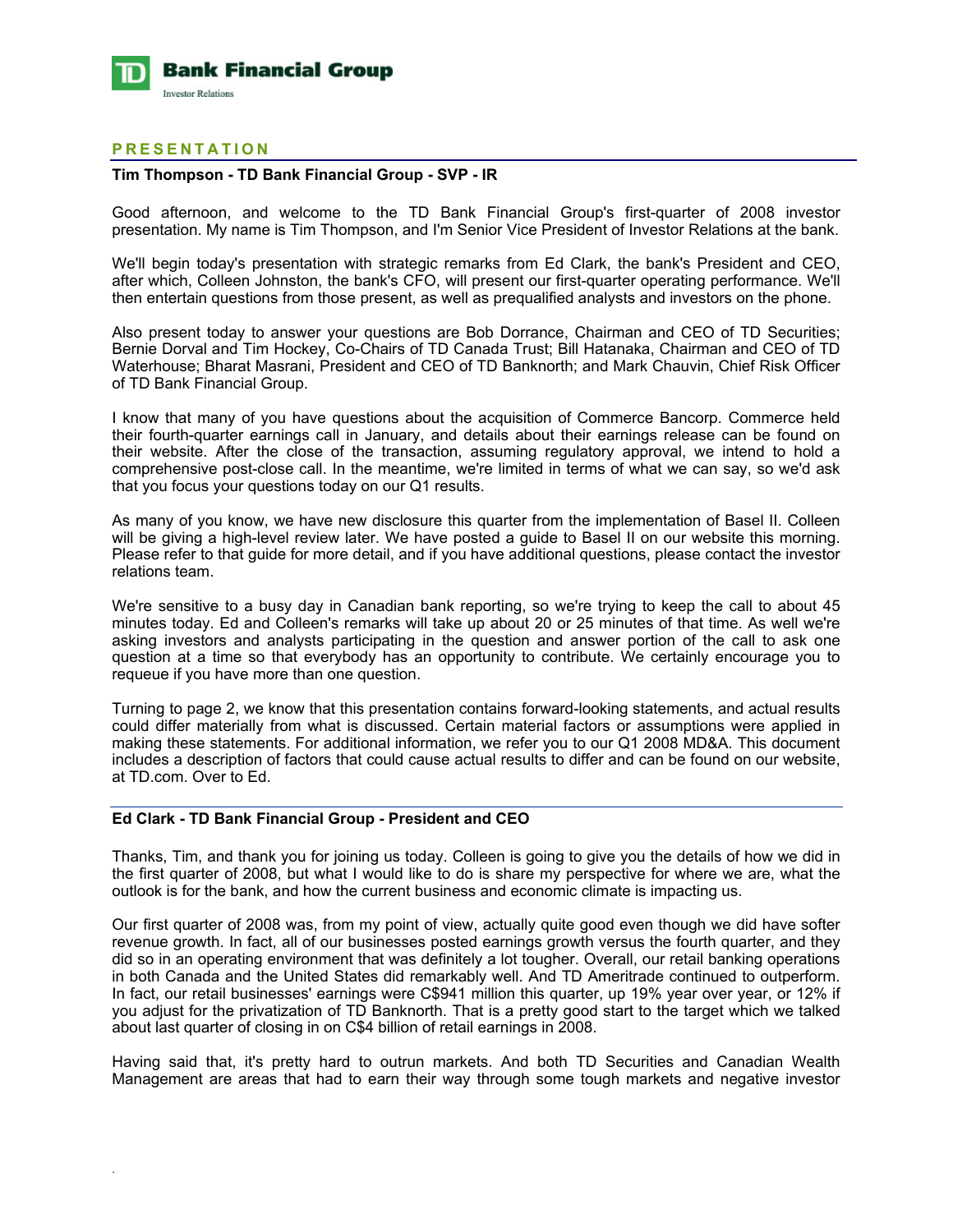## PRESENTATION

**Tim Thompson - TD Bank Financial Group - SVP - IR**

Good afternoon, and welcome to the TD Bank Financial Group's first-quarter of 2008 investor presentation. My name is Tim Thompson, and I'm Senior Vice President of Investor Relations at the bank.

We'll begin today's presentation with strategic remarks from Ed Clark, the bank's President and CEO, after which, Colleen Johnston, the bank's CFO, will present our first-quarter operating performance. We'll then entertain questions from those present, as well as prequalified analysts and investors on the phone.

Also present today to answer your questions are Bob Dorrance, Chairman and CEO of TD Securities; Bernie Dorval and Tim Hockey, Co-Chairs of TD Canada Trust; Bill Hatanaka, Chairman and CEO of TD Waterhouse; Bharat Masrani, President and CEO of TD Banknorth; and Mark Chauvin, Chief Risk Officer of TD Bank Financial Group.

I know that many of you have questions about the acquisition of Commerce Bancorp. Commerce held their fourth-quarter earnings call in January, and details about their earnings release can be found on their website. After the close of the transaction, assuming regulatory approval, we intend to hold a comprehensive post-close call. In the meantime, we're limited in terms of what we can say, so we'd ask that you focus your questions today on our Q1 results.

As many of you know, we have new disclosure this quarter from the implementation of Basel II. Colleen will be giving a high-level review later. We have posted a guide to Basel II on our website this morning. Please refer to that guide for more detail, and if you have additional questions, please contact the investor relations team.

We're sensitive to a busy day in Canadian bank reporting, so we're trying to keep the call to about 45 minutes today. Ed and Colleen's remarks will take up about 20 or 25 minutes of that time. As well we're asking investors and analysts participating in the question and answer portion of the call to ask one question at a time so that everybody has an opportunity to contribute. We certainly encourage you to requeue if you have more than one question.

Turning to page 2, we know that this presentation contains forward-looking statements, and actual results could differ materially from what is discussed. Certain material factors or assumptions were applied in making these statements. For additional information, we refer you to our Q1 2008 MD&A. This document includes a description of factors that could cause actual results to differ and can be found on our website, at TD.com. Over to Ed.

**Ed Clark - TD Bank Financial Group - President and CEO**

Thanks, Tim, and thank you for joining us today. Colleen is going to give you the details of how we did in the first quarter of 2008, but what I would like to do is share my perspective for where we are, what the outlook is for the bank, and how the current business and economic climate is impacting us.

Our first quarter of 2008 was, from my point of view, actually quite good even though we did have softer revenue growth. In fact, all of our businesses posted earnings growth versus the fourth quarter, and they did so in an operating environment that was definitely a lot tougher. Overall, our retail banking operations in both Canada and the United States did remarkably well. And TD Ameritrade continued to outperform. In fact, our retail businesses' earnings were C$941 million this quarter, up 19% year over year, or 12% if you adjust for the privatization of TD Banknorth. That is a pretty good start to the target which we talked about last quarter of closing in on C$4 billion of retail earnings in 2008.

Having said that, it's pretty hard to outrun markets. And both TD Securities and Canadian Wealth Management are areas that had to earn their way through some tough markets and negative investor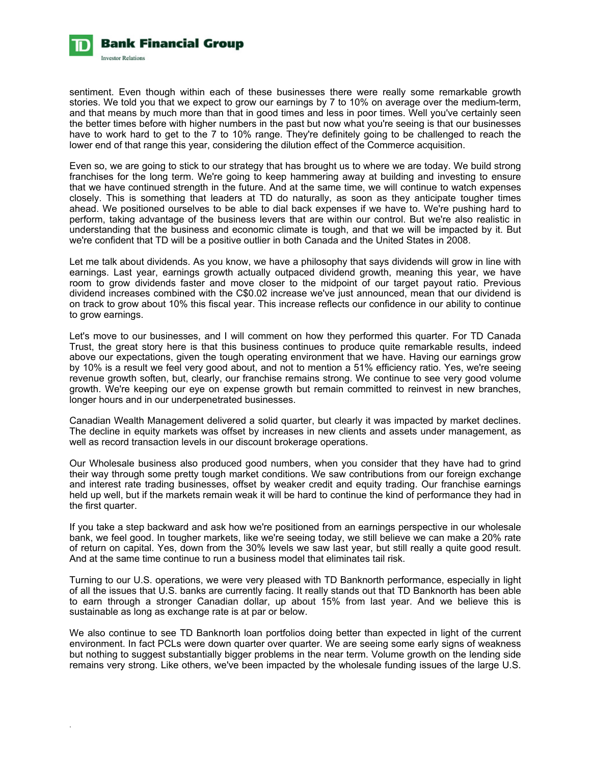sentiment. Even though within each of these businesses there were really some remarkable growth stories. We told you that we expect to grow our earnings by 7 to 10% on average over the medium-term, and that means by much more than that in good times and less in poor times. Well you've certainly seen the better times before with higher numbers in the past but now what you're seeing is that our businesses have to work hard to get to the 7 to 10% range. They're definitely going to be challenged to reach the lower end of that range this year, considering the dilution effect of the Commerce acquisition.

Even so, we are going to stick to our strategy that has brought us to where we are today. We build strong franchises for the long term. We're going to keep hammering away at building and investing to ensure that we have continued strength in the future. And at the same time, we will continue to watch expenses closely. This is something that leaders at TD do naturally, as soon as they anticipate tougher times ahead. We positioned ourselves to be able to dial back expenses if we have to. We're pushing hard to perform, taking advantage of the business levers that are within our control. But we're also realistic in understanding that the business and economic climate is tough, and that we will be impacted by it. But we're confident that TD will be a positive outlier in both Canada and the United States in 2008.

Let me talk about dividends. As you know, we have a philosophy that says dividends will grow in line with earnings. Last year, earnings growth actually outpaced dividend growth, meaning this year, we have room to grow dividends faster and move closer to the midpoint of our target payout ratio. Previous dividend increases combined with the C$0.02 increase we've just announced, mean that our dividend is on track to grow about 10% this fiscal year. This increase reflects our confidence in our ability to continue to grow earnings.

Let's move to our businesses, and I will comment on how they performed this quarter. For TD Canada Trust, the great story here is that this business continues to produce quite remarkable results, indeed above our expectations, given the tough operating environment that we have. Having our earnings grow by 10% is a result we feel very good about, and not to mention a 51% efficiency ratio. Yes, we're seeing revenue growth soften, but, clearly, our franchise remains strong. We continue to see very good volume growth. We're keeping our eye on expense growth but remain committed to reinvest in new branches, longer hours and in our underpenetrated businesses.

Canadian Wealth Management delivered a solid quarter, but clearly it was impacted by market declines. The decline in equity markets was offset by increases in new clients and assets under management, as well as record transaction levels in our discount brokerage operations.

Our Wholesale business also produced good numbers, when you consider that they have had to grind their way through some pretty tough market conditions. We saw contributions from our foreign exchange and interest rate trading businesses, offset by weaker credit and equity trading. Our franchise earnings held up well, but if the markets remain weak it will be hard to continue the kind of performance they had in the first quarter.

If you take a step backward and ask how we're positioned from an earnings perspective in our wholesale bank, we feel good. In tougher markets, like we're seeing today, we still believe we can make a 20% rate of return on capital. Yes, down from the 30% levels we saw last year, but still really a quite good result. And at the same time continue to run a business model that eliminates tail risk.

Turning to our U.S. operations, we were very pleased with TD Banknorth performance, especially in light of all the issues that U.S. banks are currently facing. It really stands out that TD Banknorth has been able to earn through a stronger Canadian dollar, up about 15% from last year. And we believe this is sustainable as long as exchange rate is at par or below.

We also continue to see TD Banknorth loan portfolios doing better than expected in light of the current environment. In fact PCLs were down quarter over quarter. We are seeing some early signs of weakness but nothing to suggest substantially bigger problems in the near term. Volume growth on the lending side remains very strong. Like others, we've been impacted by the wholesale funding issues of the large U.S.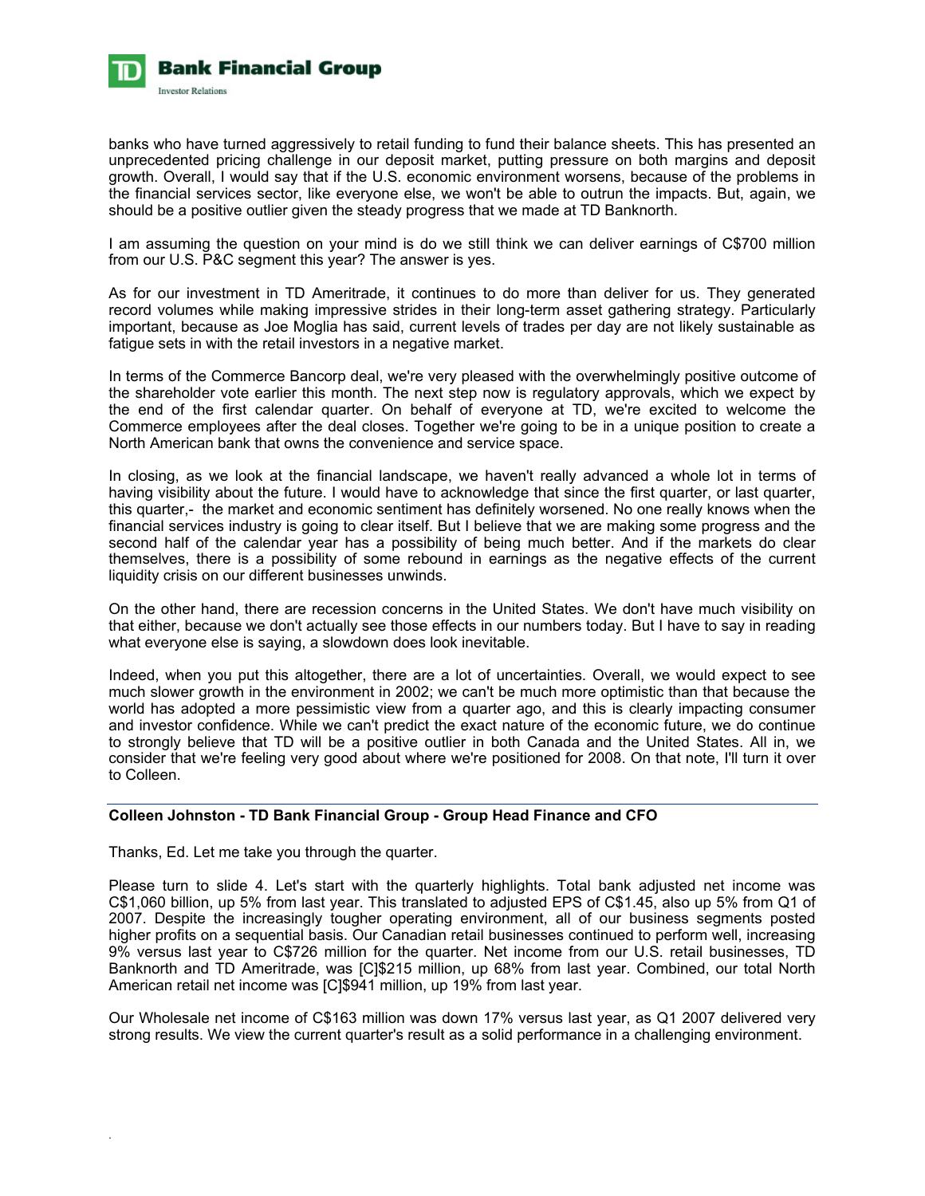banks who have turned aggressively to retail funding to fund their balance sheets. This has presented an unprecedented pricing challenge in our deposit market, putting pressure on both margins and deposit growth. Overall, I would say that if the U.S. economic environment worsens, because of the problems in the financial services sector, like everyone else, we won't be able to outrun the impacts. But, again, we should be a positive outlier given the steady progress that we made at TD Banknorth.

I am assuming the question on your mind is do we still think we can deliver earnings of C$700 million from our U.S. P&C segment this year? The answer is yes.

As for our investment in TD Ameritrade, it continues to do more than deliver for us. They generated record volumes while making impressive strides in their long-term asset gathering strategy. Particularly important, because as Joe Moglia has said, current levels of trades per day are not likely sustainable as fatigue sets in with the retail investors in a negative market.

In terms of the Commerce Bancorp deal, we're very pleased with the overwhelmingly positive outcome of the shareholder vote earlier this month. The next step now is regulatory approvals, which we expect by the end of the first calendar quarter. On behalf of everyone at TD, we're excited to welcome the Commerce employees after the deal closes. Together we're going to be in a unique position to create a North American bank that owns the convenience and service space.

In closing, as we look at the financial landscape, we haven't really advanced a whole lot in terms of having visibility about the future. I would have to acknowledge that since the first quarter, or last quarter, this quarter,- the market and economic sentiment has definitely worsened. No one really knows when the financial services industry is going to clear itself. But I believe that we are making some progress and the second half of the calendar year has a possibility of being much better. And if the markets do clear themselves, there is a possibility of some rebound in earnings as the negative effects of the current liquidity crisis on our different businesses unwinds.

On the other hand, there are recession concerns in the United States. We don't have much visibility on that either, because we don't actually see those effects in our numbers today. But I have to say in reading what everyone else is saying, a slowdown does look inevitable.

Indeed, when you put this altogether, there are a lot of uncertainties. Overall, we would expect to see much slower growth in the environment in 2002; we can't be much more optimistic than that because the world has adopted a more pessimistic view from a quarter ago, and this is clearly impacting consumer and investor confidence. While we can't predict the exact nature of the economic future, we do continue to strongly believe that TD will be a positive outlier in both Canada and the United States. All in, we consider that we're feeling very good about where we're positioned for 2008. On that note, I'll turn it over to Colleen.

**Colleen Johnston - TD Bank Financial Group - Group Head Finance and CFO**

Thanks, Ed. Let me take you through the quarter.

Please turn to slide 4. Let's start with the quarterly highlights. Total bank adjusted net income was C$1,060 billion, up 5% from last year. This translated to adjusted EPS of C$1.45, also up 5% from Q1 of 2007. Despite the increasingly tougher operating environment, all of our business segments posted higher profits on a sequential basis. Our Canadian retail businesses continued to perform well, increasing 9% versus last year to C$726 million for the quarter. Net income from our U.S. retail businesses, TD Banknorth and TD Ameritrade, was [C]$215 million, up 68% from last year. Combined, our total North American retail net income was [C]$941 million, up 19% from last year.

Our Wholesale net income of C$163 million was down 17% versus last year, as Q1 2007 delivered very strong results. We view the current quarter's result as a solid performance in a challenging environment.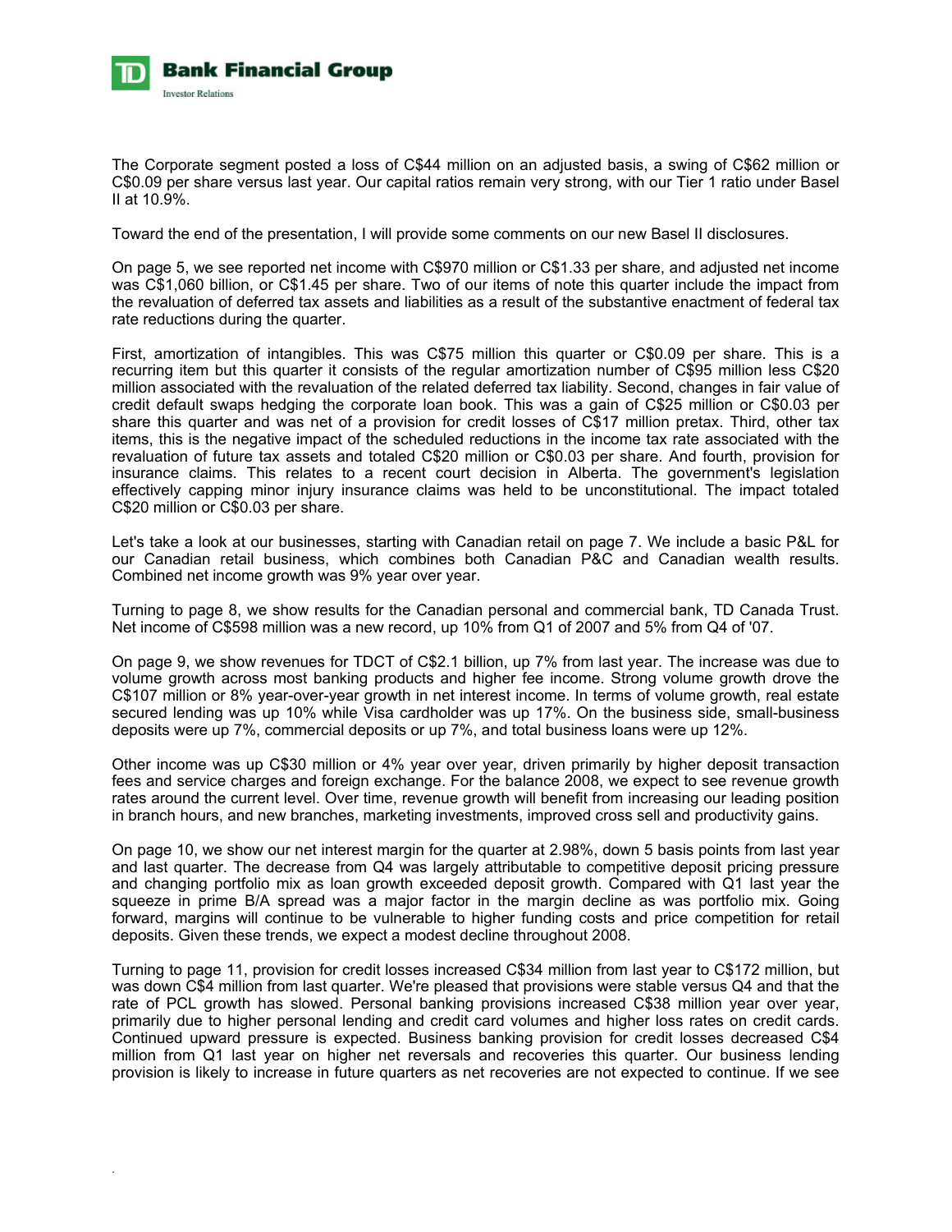The Corporate segment posted a loss of C$44 million on an adjusted basis, a swing of C$62 million or C$0.09 per share versus last year. Our capital ratios remain very strong, with our Tier 1 ratio under Basel II at 10.9%.

Toward the end of the presentation, I will provide some comments on our new Basel II disclosures.

On page 5, we see reported net income with C$970 million or C$1.33 per share, and adjusted net income was C$1,060 billion, or C$1.45 per share. Two of our items of note this quarter include the impact from the revaluation of deferred tax assets and liabilities as a result of the substantive enactment of federal tax rate reductions during the quarter.

First, amortization of intangibles. This was C$75 million this quarter or C$0.09 per share. This is a recurring item but this quarter it consists of the regular amortization number of C$95 million less C$20 million associated with the revaluation of the related deferred tax liability. Second, changes in fair value of credit default swaps hedging the corporate loan book. This was a gain of C$25 million or C$0.03 per share this quarter and was net of a provision for credit losses of C$17 million pretax. Third, other tax items, this is the negative impact of the scheduled reductions in the income tax rate associated with the revaluation of future tax assets and totaled C$20 million or C$0.03 per share. And fourth, provision for insurance claims. This relates to a recent court decision in Alberta. The government's legislation effectively capping minor injury insurance claims was held to be unconstitutional. The impact totaled C$20 million or C$0.03 per share.

Let's take a look at our businesses, starting with Canadian retail on page 7. We include a basic P&L for our Canadian retail business, which combines both Canadian P&C and Canadian wealth results. Combined net income growth was 9% year over year.

Turning to page 8, we show results for the Canadian personal and commercial bank, TD Canada Trust. Net income of C$598 million was a new record, up 10% from Q1 of 2007 and 5% from Q4 of '07.

On page 9, we show revenues for TDCT of C$2.1 billion, up 7% from last year. The increase was due to volume growth across most banking products and higher fee income. Strong volume growth drove the C$107 million or 8% year-over-year growth in net interest income. In terms of volume growth, real estate secured lending was up 10% while Visa cardholder was up 17%. On the business side, small-business deposits were up 7%, commercial deposits or up 7%, and total business loans were up 12%.

Other income was up C$30 million or 4% year over year, driven primarily by higher deposit transaction fees and service charges and foreign exchange. For the balance 2008, we expect to see revenue growth rates around the current level. Over time, revenue growth will benefit from increasing our leading position in branch hours, and new branches, marketing investments, improved cross sell and productivity gains.

On page 10, we show our net interest margin for the quarter at 2.98%, down 5 basis points from last year and last quarter. The decrease from Q4 was largely attributable to competitive deposit pricing pressure and changing portfolio mix as loan growth exceeded deposit growth. Compared with Q1 last year the squeeze in prime B/A spread was a major factor in the margin decline as was portfolio mix. Going forward, margins will continue to be vulnerable to higher funding costs and price competition for retail deposits. Given these trends, we expect a modest decline throughout 2008.

Turning to page 11, provision for credit losses increased C$34 million from last year to C$172 million, but was down C$4 million from last quarter. We're pleased that provisions were stable versus Q4 and that the rate of PCL growth has slowed. Personal banking provisions increased C$38 million year over year, primarily due to higher personal lending and credit card volumes and higher loss rates on credit cards. Continued upward pressure is expected. Business banking provision for credit losses decreased C$4 million from Q1 last year on higher net reversals and recoveries this quarter. Our business lending provision is likely to increase in future quarters as net recoveries are not expected to continue. If we see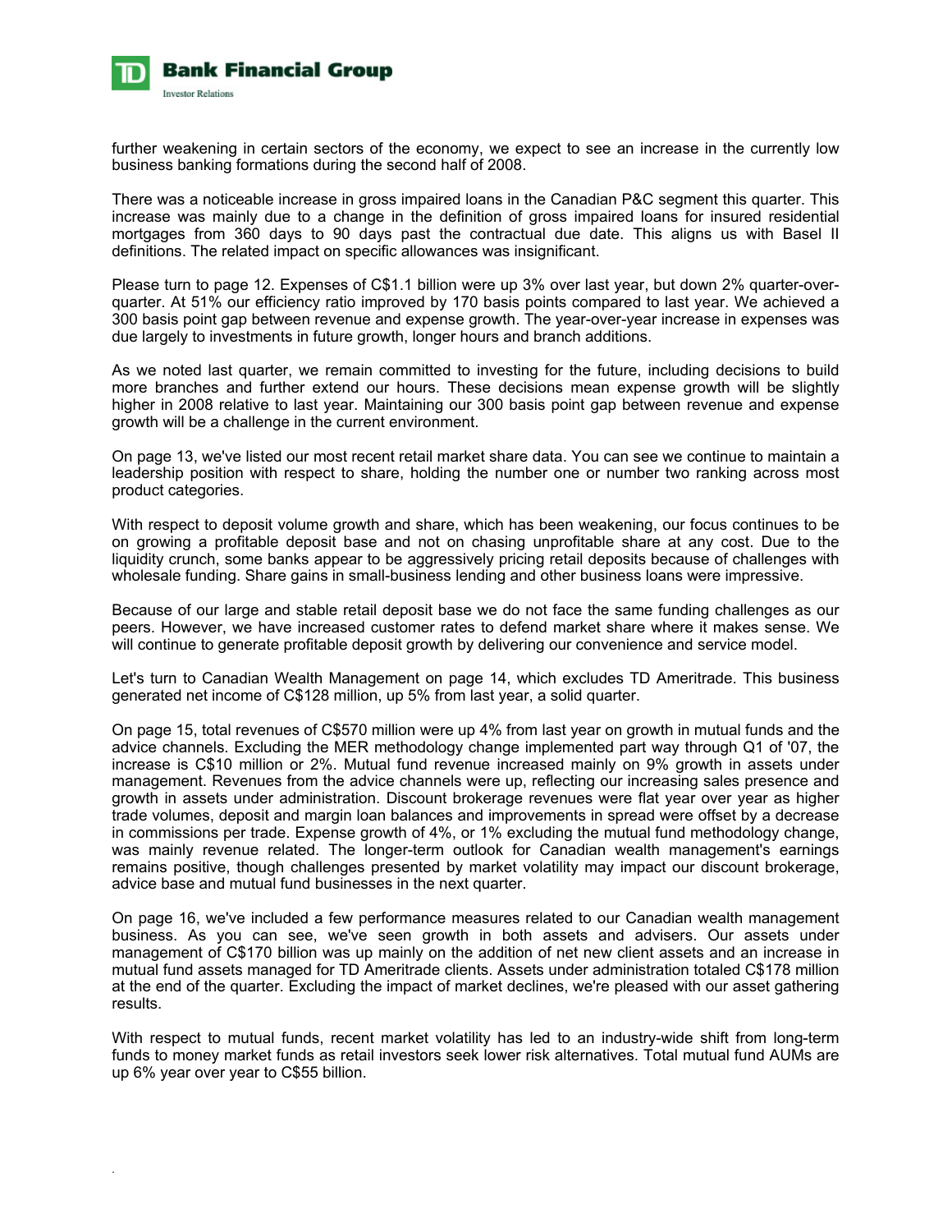further weakening in certain sectors of the economy, we expect to see an increase in the currently low business banking formations during the second half of 2008.

There was a noticeable increase in gross impaired loans in the Canadian P&C segment this quarter. This increase was mainly due to a change in the definition of gross impaired loans for insured residential mortgages from 360 days to 90 days past the contractual due date. This aligns us with Basel II definitions. The related impact on specific allowances was insignificant.

Please turn to page 12. Expenses of C$1.1 billion were up 3% over last year, but down 2% quarter-over-quarter. At 51% our efficiency ratio improved by 170 basis points compared to last year. We achieved a 300 basis point gap between revenue and expense growth. The year-over-year increase in expenses was due largely to investments in future growth, longer hours and branch additions.

As we noted last quarter, we remain committed to investing for the future, including decisions to build more branches and further extend our hours. These decisions mean expense growth will be slightly higher in 2008 relative to last year. Maintaining our 300 basis point gap between revenue and expense growth will be a challenge in the current environment.

On page 13, we've listed our most recent retail market share data. You can see we continue to maintain a leadership position with respect to share, holding the number one or number two ranking across most product categories.

With respect to deposit volume growth and share, which has been weakening, our focus continues to be on growing a profitable deposit base and not on chasing unprofitable share at any cost. Due to the liquidity crunch, some banks appear to be aggressively pricing retail deposits because of challenges with wholesale funding. Share gains in small-business lending and other business loans were impressive.

Because of our large and stable retail deposit base we do not face the same funding challenges as our peers. However, we have increased customer rates to defend market share where it makes sense. We will continue to generate profitable deposit growth by delivering our convenience and service model.

Let's turn to Canadian Wealth Management on page 14, which excludes TD Ameritrade. This business generated net income of C$128 million, up 5% from last year, a solid quarter.

On page 15, total revenues of C$570 million were up 4% from last year on growth in mutual funds and the advice channels. Excluding the MER methodology change implemented part way through Q1 of '07, the increase is C$10 million or 2%. Mutual fund revenue increased mainly on 9% growth in assets under management. Revenues from the advice channels were up, reflecting our increasing sales presence and growth in assets under administration. Discount brokerage revenues were flat year over year as higher trade volumes, deposit and margin loan balances and improvements in spread were offset by a decrease in commissions per trade. Expense growth of 4%, or 1% excluding the mutual fund methodology change, was mainly revenue related. The longer-term outlook for Canadian wealth management's earnings remains positive, though challenges presented by market volatility may impact our discount brokerage, advice base and mutual fund businesses in the next quarter.

On page 16, we've included a few performance measures related to our Canadian wealth management business. As you can see, we've seen growth in both assets and advisers. Our assets under management of C$170 billion was up mainly on the addition of net new client assets and an increase in mutual fund assets managed for TD Ameritrade clients. Assets under administration totaled C$178 million at the end of the quarter. Excluding the impact of market declines, we're pleased with our asset gathering results.

With respect to mutual funds, recent market volatility has led to an industry-wide shift from long-term funds to money market funds as retail investors seek lower risk alternatives. Total mutual fund AUMs are up 6% year over year to C$55 billion.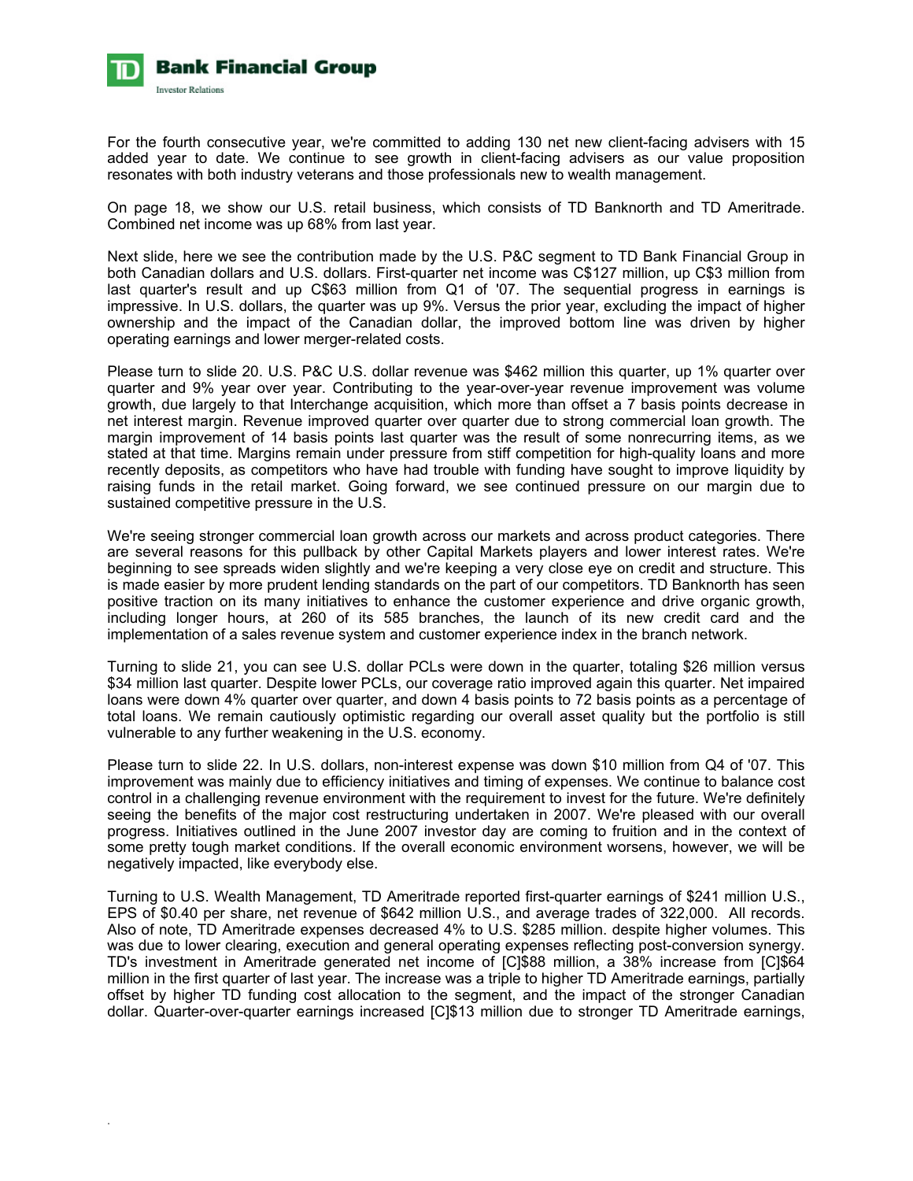For the fourth consecutive year, we're committed to adding 130 net new client-facing advisers with 15 added year to date. We continue to see growth in client-facing advisers as our value proposition resonates with both industry veterans and those professionals new to wealth management.

On page 18, we show our U.S. retail business, which consists of TD Banknorth and TD Ameritrade. Combined net income was up 68% from last year.

Next slide, here we see the contribution made by the U.S. P&C segment to TD Bank Financial Group in both Canadian dollars and U.S. dollars. First-quarter net income was C$127 million, up C$3 million from last quarter's result and up C$63 million from Q1 of '07. The sequential progress in earnings is impressive. In U.S. dollars, the quarter was up 9%. Versus the prior year, excluding the impact of higher ownership and the impact of the Canadian dollar, the improved bottom line was driven by higher operating earnings and lower merger-related costs.

Please turn to slide 20. U.S. P&C U.S. dollar revenue was $462 million this quarter, up 1% quarter over quarter and 9% year over year. Contributing to the year-over-year revenue improvement was volume growth, due largely to that Interchange acquisition, which more than offset a 7 basis points decrease in net interest margin. Revenue improved quarter over quarter due to strong commercial loan growth. The margin improvement of 14 basis points last quarter was the result of some nonrecurring items, as we stated at that time. Margins remain under pressure from stiff competition for high-quality loans and more recently deposits, as competitors who have had trouble with funding have sought to improve liquidity by raising funds in the retail market. Going forward, we see continued pressure on our margin due to sustained competitive pressure in the U.S.

We're seeing stronger commercial loan growth across our markets and across product categories. There are several reasons for this pullback by other Capital Markets players and lower interest rates. We're beginning to see spreads widen slightly and we're keeping a very close eye on credit and structure. This is made easier by more prudent lending standards on the part of our competitors. TD Banknorth has seen positive traction on its many initiatives to enhance the customer experience and drive organic growth, including longer hours, at 260 of its 585 branches, the launch of its new credit card and the implementation of a sales revenue system and customer experience index in the branch network.

Turning to slide 21, you can see U.S. dollar PCLs were down in the quarter, totaling $26 million versus $34 million last quarter. Despite lower PCLs, our coverage ratio improved again this quarter. Net impaired loans were down 4% quarter over quarter, and down 4 basis points to 72 basis points as a percentage of total loans. We remain cautiously optimistic regarding our overall asset quality but the portfolio is still vulnerable to any further weakening in the U.S. economy.

Please turn to slide 22. In U.S. dollars, non-interest expense was down $10 million from Q4 of '07. This improvement was mainly due to efficiency initiatives and timing of expenses. We continue to balance cost control in a challenging revenue environment with the requirement to invest for the future. We're definitely seeing the benefits of the major cost restructuring undertaken in 2007. We're pleased with our overall progress. Initiatives outlined in the June 2007 investor day are coming to fruition and in the context of some pretty tough market conditions. If the overall economic environment worsens, however, we will be negatively impacted, like everybody else.

Turning to U.S. Wealth Management, TD Ameritrade reported first-quarter earnings of $241 million U.S., EPS of $0.40 per share, net revenue of $642 million U.S., and average trades of 322,000. All records. Also of note, TD Ameritrade expenses decreased 4% to U.S. $285 million. despite higher volumes. This was due to lower clearing, execution and general operating expenses reflecting post-conversion synergy. TD's investment in Ameritrade generated net income of [C]$88 million, a 38% increase from [C]$64 million in the first quarter of last year. The increase was a triple to higher TD Ameritrade earnings, partially offset by higher TD funding cost allocation to the segment, and the impact of the stronger Canadian dollar. Quarter-over-quarter earnings increased [C]$13 million due to stronger TD Ameritrade earnings,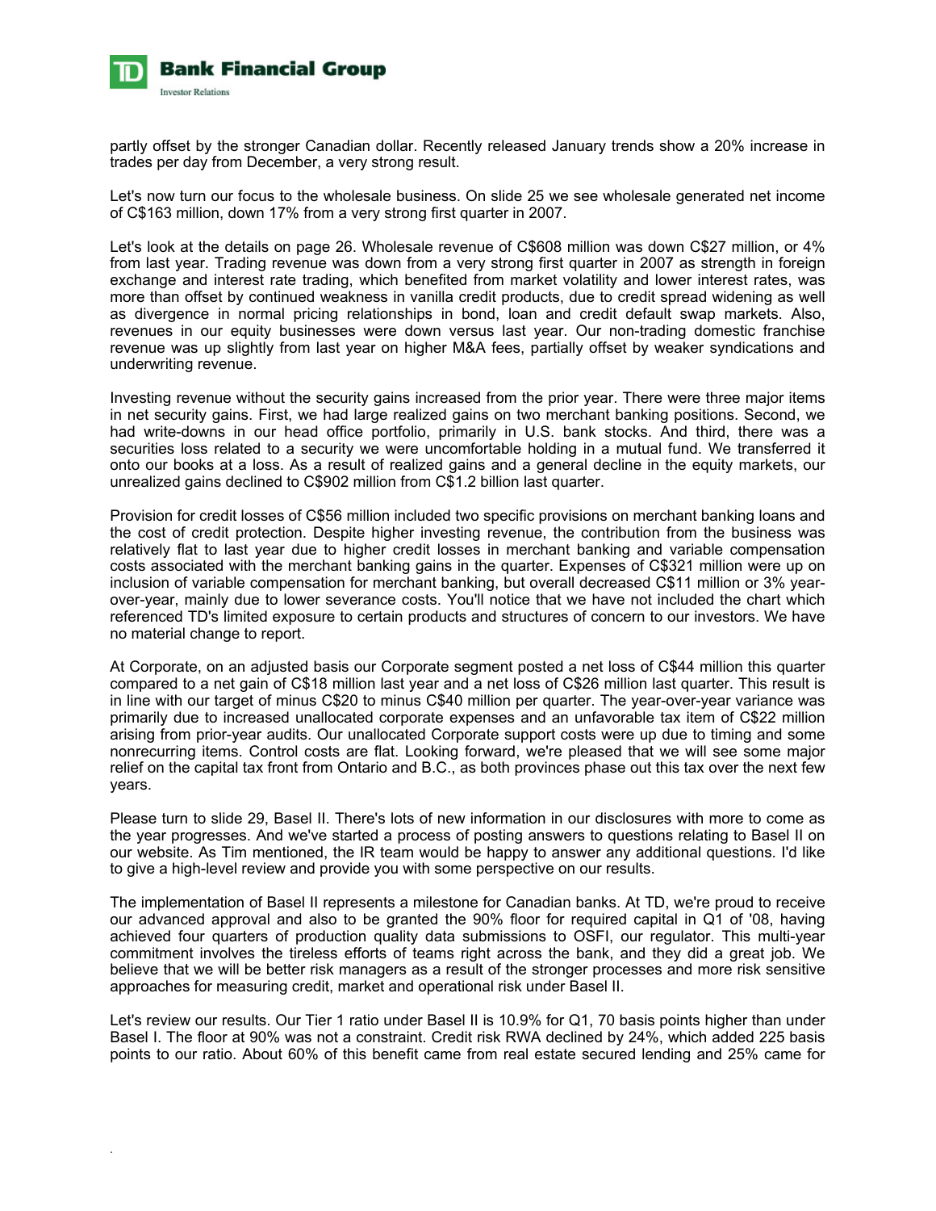partly offset by the stronger Canadian dollar. Recently released January trends show a 20% increase in trades per day from December, a very strong result.

Let's now turn our focus to the wholesale business. On slide 25 we see wholesale generated net income of C$163 million, down 17% from a very strong first quarter in 2007.

Let's look at the details on page 26. Wholesale revenue of C$608 million was down C$27 million, or 4% from last year. Trading revenue was down from a very strong first quarter in 2007 as strength in foreign exchange and interest rate trading, which benefited from market volatility and lower interest rates, was more than offset by continued weakness in vanilla credit products, due to credit spread widening as well as divergence in normal pricing relationships in bond, loan and credit default swap markets. Also, revenues in our equity businesses were down versus last year. Our non-trading domestic franchise revenue was up slightly from last year on higher M&A fees, partially offset by weaker syndications and underwriting revenue.

Investing revenue without the security gains increased from the prior year. There were three major items in net security gains. First, we had large realized gains on two merchant banking positions. Second, we had write-downs in our head office portfolio, primarily in U.S. bank stocks. And third, there was a securities loss related to a security we were uncomfortable holding in a mutual fund. We transferred it onto our books at a loss. As a result of realized gains and a general decline in the equity markets, our unrealized gains declined to C$902 million from C$1.2 billion last quarter.

Provision for credit losses of C$56 million included two specific provisions on merchant banking loans and the cost of credit protection. Despite higher investing revenue, the contribution from the business was relatively flat to last year due to higher credit losses in merchant banking and variable compensation costs associated with the merchant banking gains in the quarter. Expenses of C$321 million were up on inclusion of variable compensation for merchant banking, but overall decreased C$11 million or 3% year-over-year, mainly due to lower severance costs. You'll notice that we have not included the chart which referenced TD's limited exposure to certain products and structures of concern to our investors. We have no material change to report.

At Corporate, on an adjusted basis our Corporate segment posted a net loss of C$44 million this quarter compared to a net gain of C$18 million last year and a net loss of C$26 million last quarter. This result is in line with our target of minus C$20 to minus C$40 million per quarter. The year-over-year variance was primarily due to increased unallocated corporate expenses and an unfavorable tax item of C$22 million arising from prior-year audits. Our unallocated Corporate support costs were up due to timing and some nonrecurring items. Control costs are flat. Looking forward, we're pleased that we will see some major relief on the capital tax front from Ontario and B.C., as both provinces phase out this tax over the next few years.

Please turn to slide 29, Basel II. There's lots of new information in our disclosures with more to come as the year progresses. And we've started a process of posting answers to questions relating to Basel II on our website. As Tim mentioned, the IR team would be happy to answer any additional questions. I'd like to give a high-level review and provide you with some perspective on our results.

The implementation of Basel II represents a milestone for Canadian banks. At TD, we're proud to receive our advanced approval and also to be granted the 90% floor for required capital in Q1 of '08, having achieved four quarters of production quality data submissions to OSFI, our regulator. This multi-year commitment involves the tireless efforts of teams right across the bank, and they did a great job. We believe that we will be better risk managers as a result of the stronger processes and more risk sensitive approaches for measuring credit, market and operational risk under Basel II.

Let's review our results. Our Tier 1 ratio under Basel II is 10.9% for Q1, 70 basis points higher than under Basel I. The floor at 90% was not a constraint. Credit risk RWA declined by 24%, which added 225 basis points to our ratio. About 60% of this benefit came from real estate secured lending and 25% came for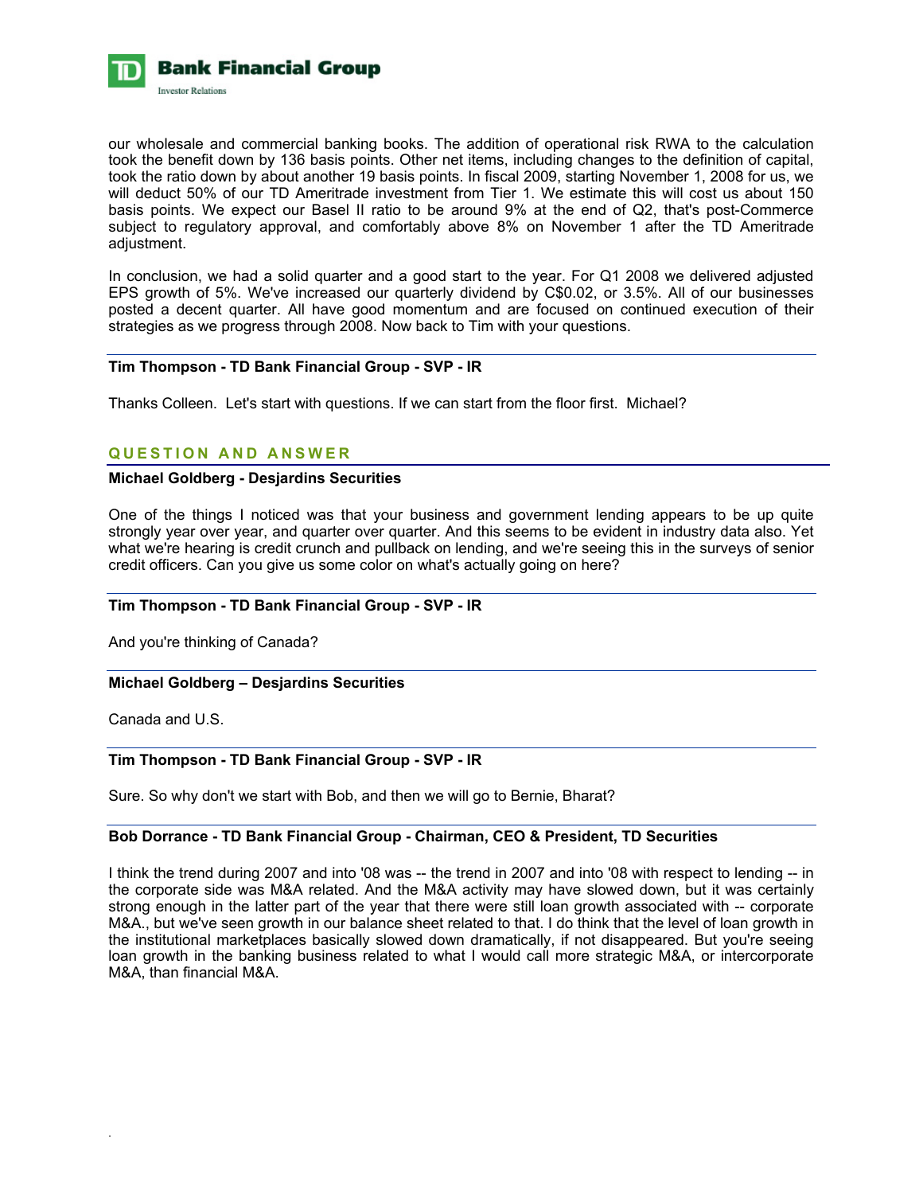our wholesale and commercial banking books. The addition of operational risk RWA to the calculation took the benefit down by 136 basis points. Other net items, including changes to the definition of capital, took the ratio down by about another 19 basis points. In fiscal 2009, starting November 1, 2008 for us, we will deduct 50% of our TD Ameritrade investment from Tier 1. We estimate this will cost us about 150 basis points. We expect our Basel II ratio to be around 9% at the end of Q2, that's post-Commerce subject to regulatory approval, and comfortably above 8% on November 1 after the TD Ameritrade adjustment.

In conclusion, we had a solid quarter and a good start to the year. For Q1 2008 we delivered adjusted EPS growth of 5%. We've increased our quarterly dividend by C$0.02, or 3.5%. All of our businesses posted a decent quarter. All have good momentum and are focused on continued execution of their strategies as we progress through 2008. Now back to Tim with your questions.

---

**Tim Thompson - TD Bank Financial Group - SVP - IR**

Thanks Colleen. Let's start with questions. If we can start from the floor first. Michael?

## QUESTION AND ANSWER

**Michael Goldberg - Desjardins Securities**

One of the things I noticed was that your business and government lending appears to be up quite strongly year over year, and quarter over quarter. And this seems to be evident in industry data also. Yet what we're hearing is credit crunch and pullback on lending, and we're seeing this in the surveys of senior credit officers. Can you give us some color on what's actually going on here?

---

**Tim Thompson - TD Bank Financial Group - SVP - IR**

And you're thinking of Canada?

---

**Michael Goldberg – Desjardins Securities**

Canada and U.S.

---

**Tim Thompson - TD Bank Financial Group - SVP - IR**

Sure. So why don't we start with Bob, and then we will go to Bernie, Bharat?

---

**Bob Dorrance - TD Bank Financial Group - Chairman, CEO & President, TD Securities**

I think the trend during 2007 and into '08 was -- the trend in 2007 and into '08 with respect to lending -- in the corporate side was M&A related. And the M&A activity may have slowed down, but it was certainly strong enough in the latter part of the year that there were still loan growth associated with -- corporate M&A., but we've seen growth in our balance sheet related to that. I do think that the level of loan growth in the institutional marketplaces basically slowed down dramatically, if not disappeared. But you're seeing loan growth in the banking business related to what I would call more strategic M&A, or intercorporate M&A, than financial M&A.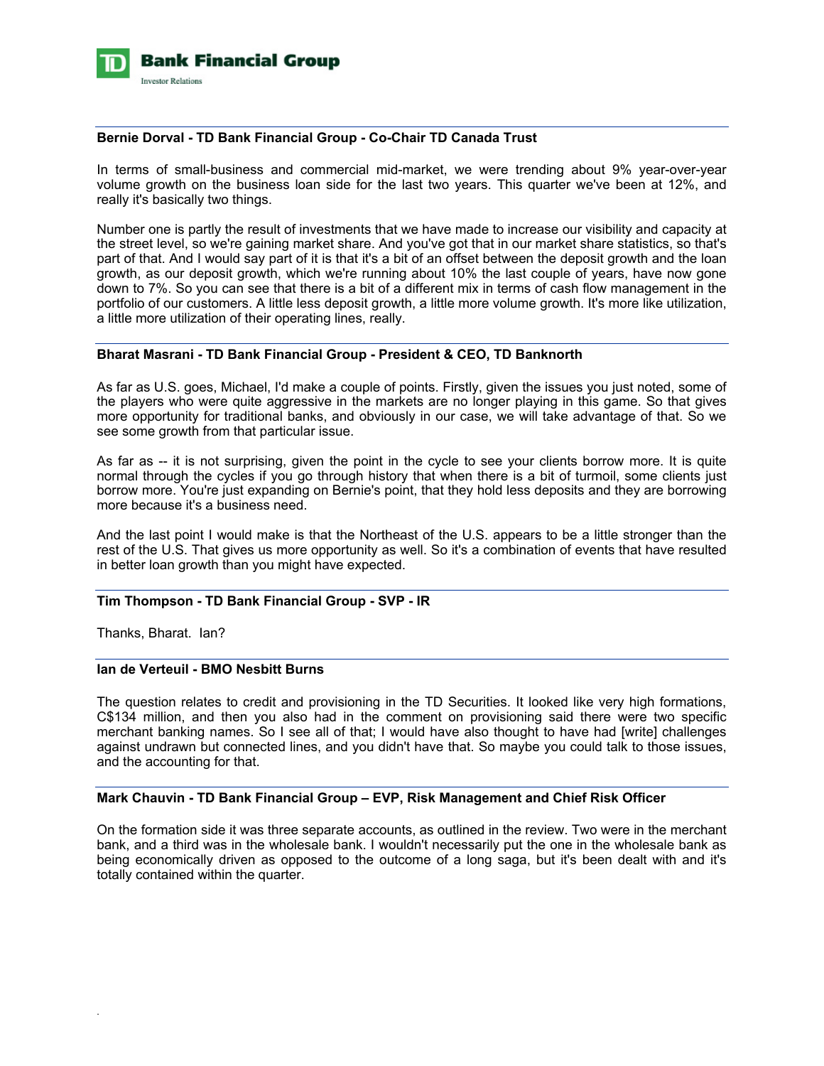**Bernie Dorval - TD Bank Financial Group - Co-Chair TD Canada Trust**

In terms of small-business and commercial mid-market, we were trending about 9% year-over-year volume growth on the business loan side for the last two years. This quarter we've been at 12%, and really it's basically two things.

Number one is partly the result of investments that we have made to increase our visibility and capacity at the street level, so we're gaining market share. And you've got that in our market share statistics, so that's part of that. And I would say part of it is that it's a bit of an offset between the deposit growth and the loan growth, as our deposit growth, which we're running about 10% the last couple of years, have now gone down to 7%. So you can see that there is a bit of a different mix in terms of cash flow management in the portfolio of our customers. A little less deposit growth, a little more volume growth. It's more like utilization, a little more utilization of their operating lines, really.

---

**Bharat Masrani - TD Bank Financial Group - President & CEO, TD Banknorth**

As far as U.S. goes, Michael, I'd make a couple of points. Firstly, given the issues you just noted, some of the players who were quite aggressive in the markets are no longer playing in this game. So that gives more opportunity for traditional banks, and obviously in our case, we will take advantage of that. So we see some growth from that particular issue.

As far as -- it is not surprising, given the point in the cycle to see your clients borrow more. It is quite normal through the cycles if you go through history that when there is a bit of turmoil, some clients just borrow more. You're just expanding on Bernie's point, that they hold less deposits and they are borrowing more because it's a business need.

And the last point I would make is that the Northeast of the U.S. appears to be a little stronger than the rest of the U.S. That gives us more opportunity as well. So it's a combination of events that have resulted in better loan growth than you might have expected.

---

**Tim Thompson - TD Bank Financial Group - SVP - IR**

Thanks, Bharat. Ian?

---

**Ian de Verteuil - BMO Nesbitt Burns**

The question relates to credit and provisioning in the TD Securities. It looked like very high formations, C$134 million, and then you also had in the comment on provisioning said there were two specific merchant banking names. So I see all of that; I would have also thought to have had [write] challenges against undrawn but connected lines, and you didn't have that. So maybe you could talk to those issues, and the accounting for that.

---

**Mark Chauvin - TD Bank Financial Group – EVP, Risk Management and Chief Risk Officer**

On the formation side it was three separate accounts, as outlined in the review. Two were in the merchant bank, and a third was in the wholesale bank. I wouldn't necessarily put the one in the wholesale bank as being economically driven as opposed to the outcome of a long saga, but it's been dealt with and it's totally contained within the quarter.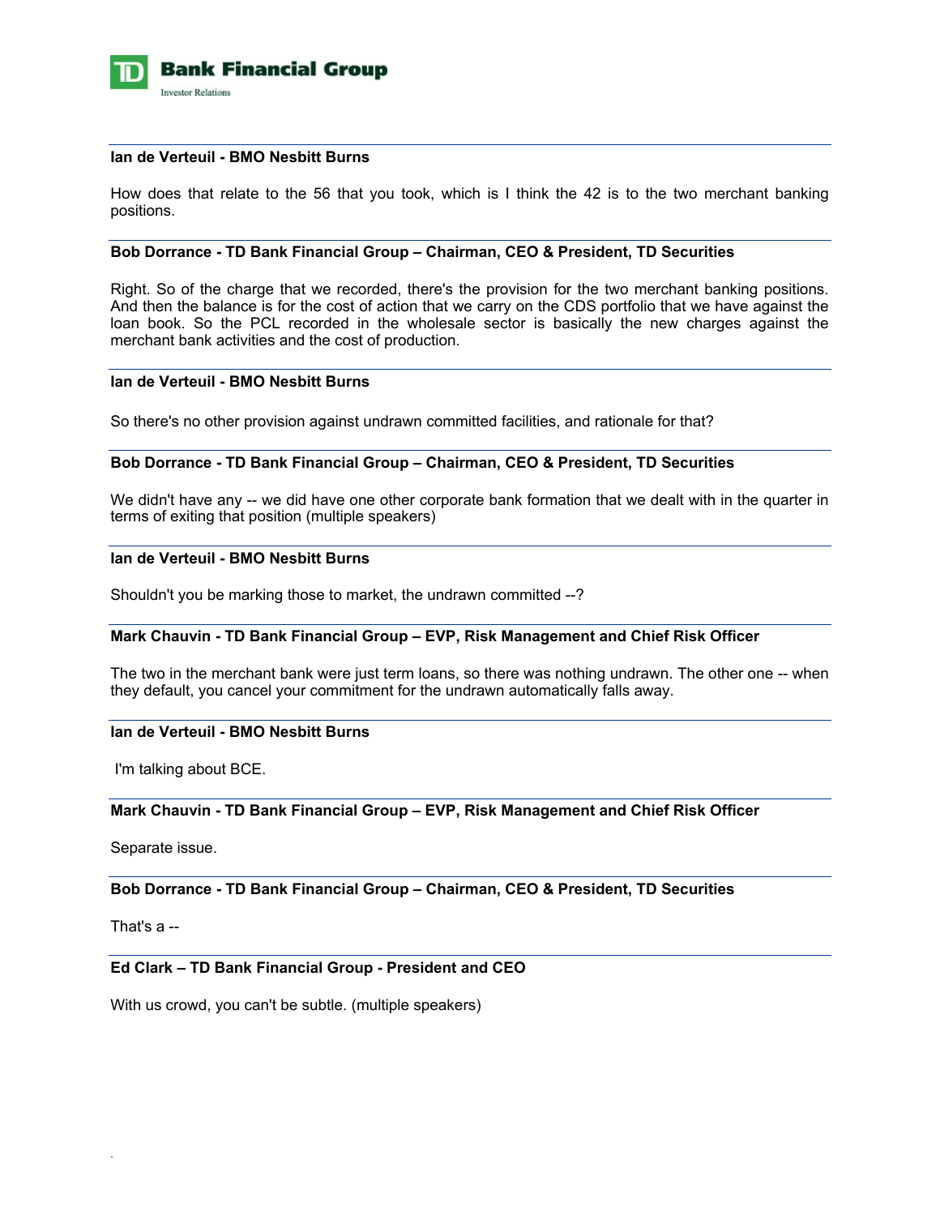**Ian de Verteuil - BMO Nesbitt Burns**

How does that relate to the 56 that you took, which is I think the 42 is to the two merchant banking positions.

**Bob Dorrance - TD Bank Financial Group – Chairman, CEO & President, TD Securities**

Right. So of the charge that we recorded, there's the provision for the two merchant banking positions. And then the balance is for the cost of action that we carry on the CDS portfolio that we have against the loan book. So the PCL recorded in the wholesale sector is basically the new charges against the merchant bank activities and the cost of production.

**Ian de Verteuil - BMO Nesbitt Burns**

So there's no other provision against undrawn committed facilities, and rationale for that?

**Bob Dorrance - TD Bank Financial Group – Chairman, CEO & President, TD Securities**

We didn't have any -- we did have one other corporate bank formation that we dealt with in the quarter in terms of exiting that position (multiple speakers)

**Ian de Verteuil - BMO Nesbitt Burns**

Shouldn't you be marking those to market, the undrawn committed --?

**Mark Chauvin - TD Bank Financial Group – EVP, Risk Management and Chief Risk Officer**

The two in the merchant bank were just term loans, so there was nothing undrawn. The other one -- when they default, you cancel your commitment for the undrawn automatically falls away.

**Ian de Verteuil - BMO Nesbitt Burns**

I'm talking about BCE.

**Mark Chauvin - TD Bank Financial Group – EVP, Risk Management and Chief Risk Officer**

Separate issue.

**Bob Dorrance - TD Bank Financial Group – Chairman, CEO & President, TD Securities**

That's a --

**Ed Clark – TD Bank Financial Group - President and CEO**

With us crowd, you can't be subtle. (multiple speakers)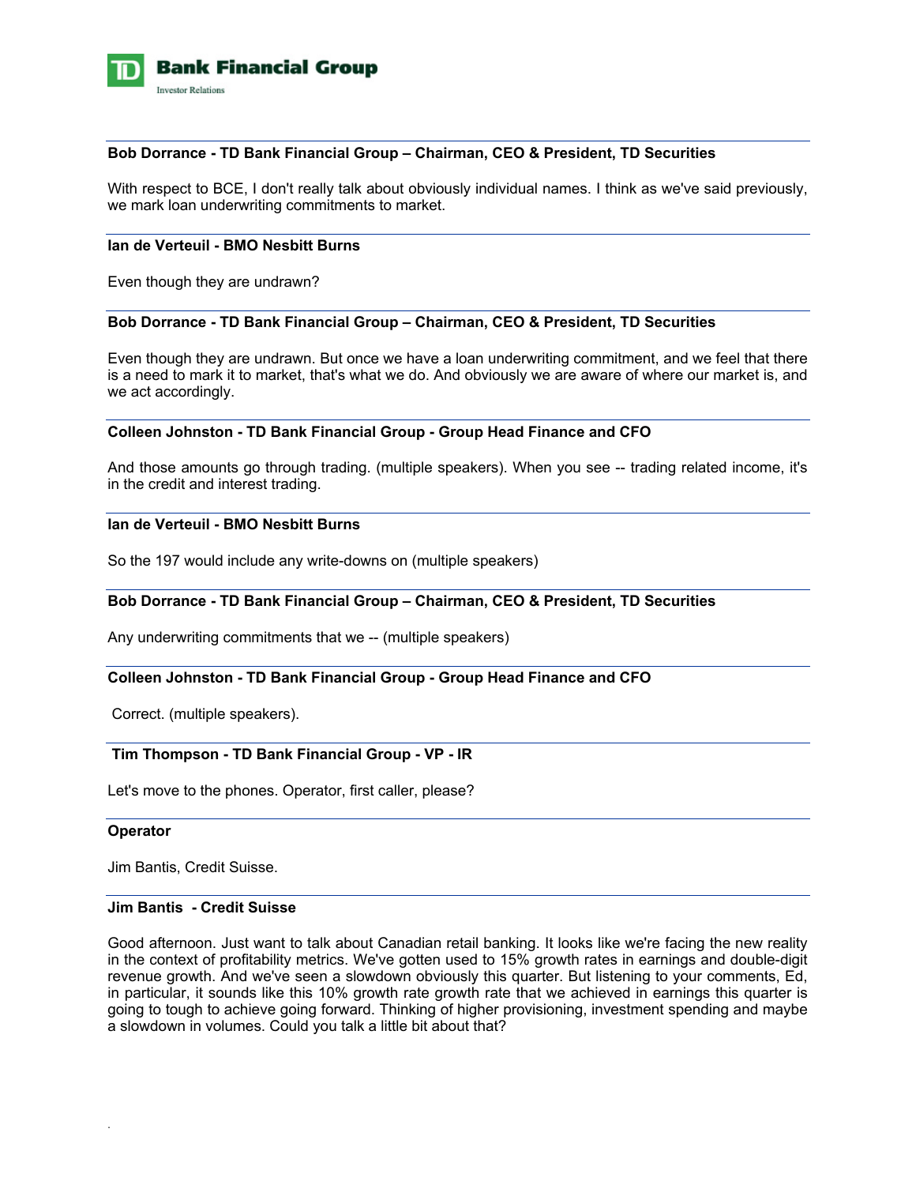**Bob Dorrance - TD Bank Financial Group – Chairman, CEO & President, TD Securities**

With respect to BCE, I don't really talk about obviously individual names. I think as we've said previously, we mark loan underwriting commitments to market.

**Ian de Verteuil - BMO Nesbitt Burns**

Even though they are undrawn?

**Bob Dorrance - TD Bank Financial Group – Chairman, CEO & President, TD Securities**

Even though they are undrawn. But once we have a loan underwriting commitment, and we feel that there is a need to mark it to market, that's what we do. And obviously we are aware of where our market is, and we act accordingly.

**Colleen Johnston - TD Bank Financial Group - Group Head Finance and CFO**

And those amounts go through trading. (multiple speakers). When you see -- trading related income, it's in the credit and interest trading.

**Ian de Verteuil - BMO Nesbitt Burns**

So the 197 would include any write-downs on (multiple speakers)

**Bob Dorrance - TD Bank Financial Group – Chairman, CEO & President, TD Securities**

Any underwriting commitments that we -- (multiple speakers)

**Colleen Johnston - TD Bank Financial Group - Group Head Finance and CFO**

Correct. (multiple speakers).

**Tim Thompson - TD Bank Financial Group - VP - IR**

Let's move to the phones. Operator, first caller, please?

**Operator**

Jim Bantis, Credit Suisse.

**Jim Bantis - Credit Suisse**

Good afternoon. Just want to talk about Canadian retail banking. It looks like we're facing the new reality in the context of profitability metrics. We've gotten used to 15% growth rates in earnings and double-digit revenue growth. And we've seen a slowdown obviously this quarter. But listening to your comments, Ed, in particular, it sounds like this 10% growth rate growth rate that we achieved in earnings this quarter is going to tough to achieve going forward. Thinking of higher provisioning, investment spending and maybe a slowdown in volumes. Could you talk a little bit about that?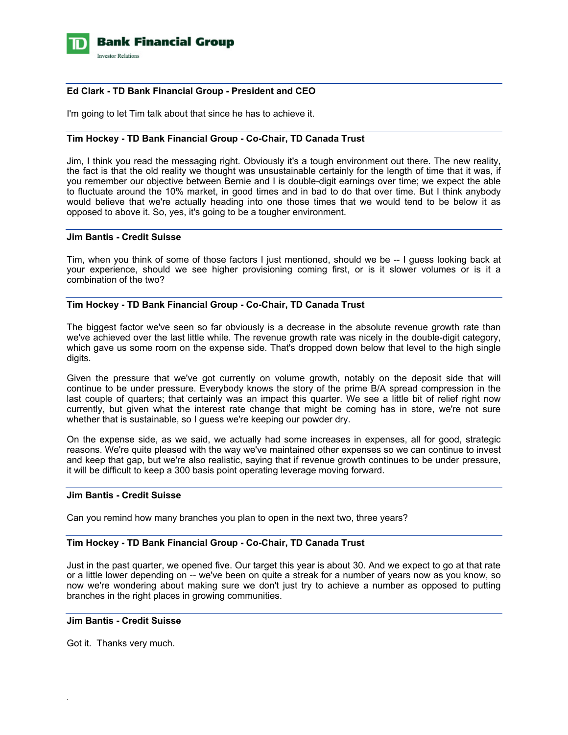**Ed Clark - TD Bank Financial Group - President and CEO**

I'm going to let Tim talk about that since he has to achieve it.

**Tim Hockey - TD Bank Financial Group - Co-Chair, TD Canada Trust**

Jim, I think you read the messaging right. Obviously it's a tough environment out there. The new reality, the fact is that the old reality we thought was unsustainable certainly for the length of time that it was, if you remember our objective between Bernie and I is double-digit earnings over time; we expect the able to fluctuate around the 10% market, in good times and in bad to do that over time. But I think anybody would believe that we're actually heading into one those times that we would tend to be below it as opposed to above it. So, yes, it's going to be a tougher environment.

**Jim Bantis - Credit Suisse**

Tim, when you think of some of those factors I just mentioned, should we be -- I guess looking back at your experience, should we see higher provisioning coming first, or is it slower volumes or is it a combination of the two?

**Tim Hockey - TD Bank Financial Group - Co-Chair, TD Canada Trust**

The biggest factor we've seen so far obviously is a decrease in the absolute revenue growth rate than we've achieved over the last little while. The revenue growth rate was nicely in the double-digit category, which gave us some room on the expense side. That's dropped down below that level to the high single digits.

Given the pressure that we've got currently on volume growth, notably on the deposit side that will continue to be under pressure. Everybody knows the story of the prime B/A spread compression in the last couple of quarters; that certainly was an impact this quarter. We see a little bit of relief right now currently, but given what the interest rate change that might be coming has in store, we're not sure whether that is sustainable, so I guess we're keeping our powder dry.

On the expense side, as we said, we actually had some increases in expenses, all for good, strategic reasons. We're quite pleased with the way we've maintained other expenses so we can continue to invest and keep that gap, but we're also realistic, saying that if revenue growth continues to be under pressure, it will be difficult to keep a 300 basis point operating leverage moving forward.

**Jim Bantis - Credit Suisse**

Can you remind how many branches you plan to open in the next two, three years?

**Tim Hockey - TD Bank Financial Group - Co-Chair, TD Canada Trust**

Just in the past quarter, we opened five. Our target this year is about 30. And we expect to go at that rate or a little lower depending on -- we've been on quite a streak for a number of years now as you know, so now we're wondering about making sure we don't just try to achieve a number as opposed to putting branches in the right places in growing communities.

**Jim Bantis - Credit Suisse**

Got it. Thanks very much.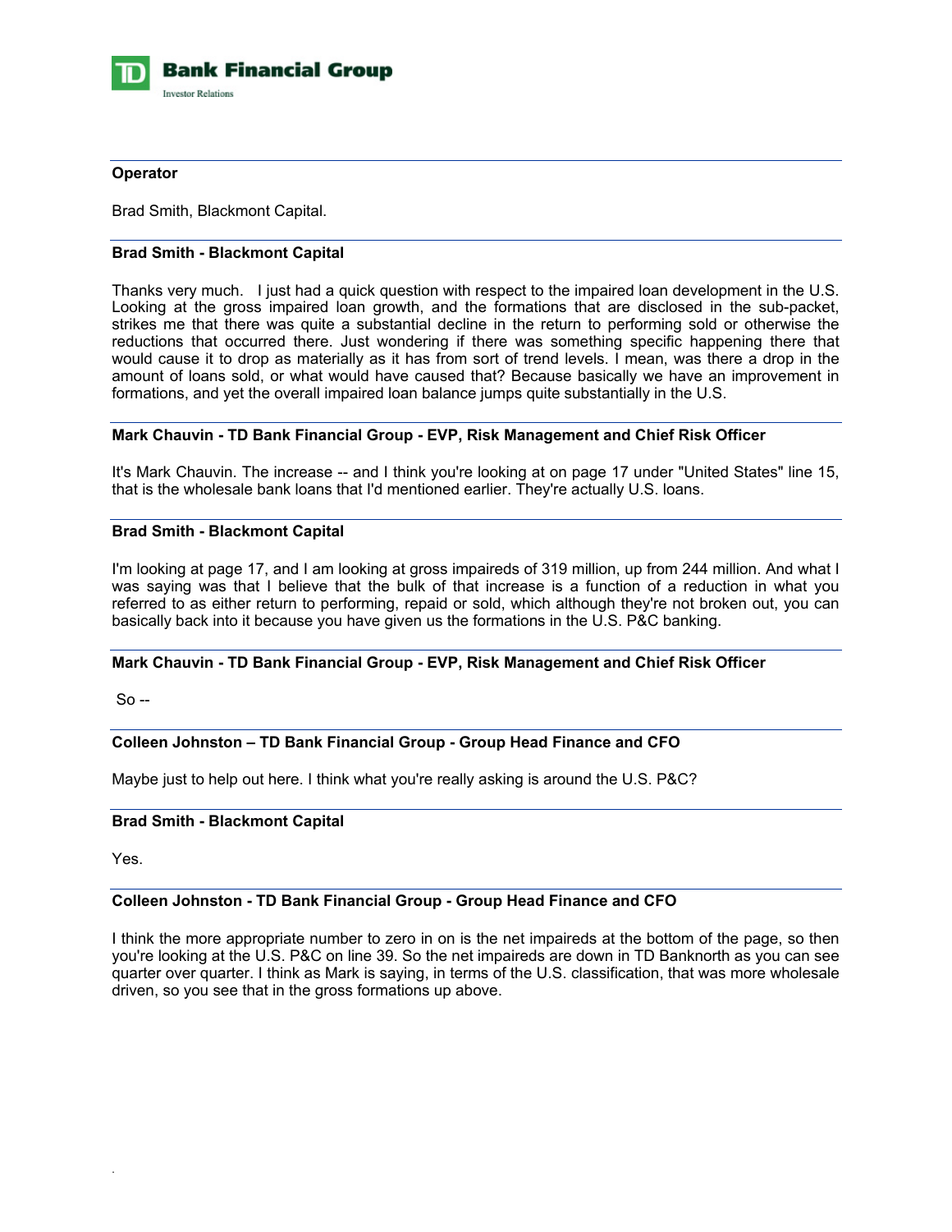**Operator**

Brad Smith, Blackmont Capital.

**Brad Smith - Blackmont Capital**

Thanks very much. I just had a quick question with respect to the impaired loan development in the U.S. Looking at the gross impaired loan growth, and the formations that are disclosed in the sub-packet, strikes me that there was quite a substantial decline in the return to performing sold or otherwise the reductions that occurred there. Just wondering if there was something specific happening there that would cause it to drop as materially as it has from sort of trend levels. I mean, was there a drop in the amount of loans sold, or what would have caused that? Because basically we have an improvement in formations, and yet the overall impaired loan balance jumps quite substantially in the U.S.

**Mark Chauvin - TD Bank Financial Group - EVP, Risk Management and Chief Risk Officer**

It's Mark Chauvin. The increase -- and I think you're looking at on page 17 under "United States" line 15, that is the wholesale bank loans that I'd mentioned earlier. They're actually U.S. loans.

**Brad Smith - Blackmont Capital**

I'm looking at page 17, and I am looking at gross impaireds of 319 million, up from 244 million. And what I was saying was that I believe that the bulk of that increase is a function of a reduction in what you referred to as either return to performing, repaid or sold, which although they're not broken out, you can basically back into it because you have given us the formations in the U.S. P&C banking.

**Mark Chauvin - TD Bank Financial Group - EVP, Risk Management and Chief Risk Officer**

So --

**Colleen Johnston – TD Bank Financial Group - Group Head Finance and CFO**

Maybe just to help out here. I think what you're really asking is around the U.S. P&C?

**Brad Smith - Blackmont Capital**

Yes.

**Colleen Johnston - TD Bank Financial Group - Group Head Finance and CFO**

I think the more appropriate number to zero in on is the net impaireds at the bottom of the page, so then you're looking at the U.S. P&C on line 39. So the net impaireds are down in TD Banknorth as you can see quarter over quarter. I think as Mark is saying, in terms of the U.S. classification, that was more wholesale driven, so you see that in the gross formations up above.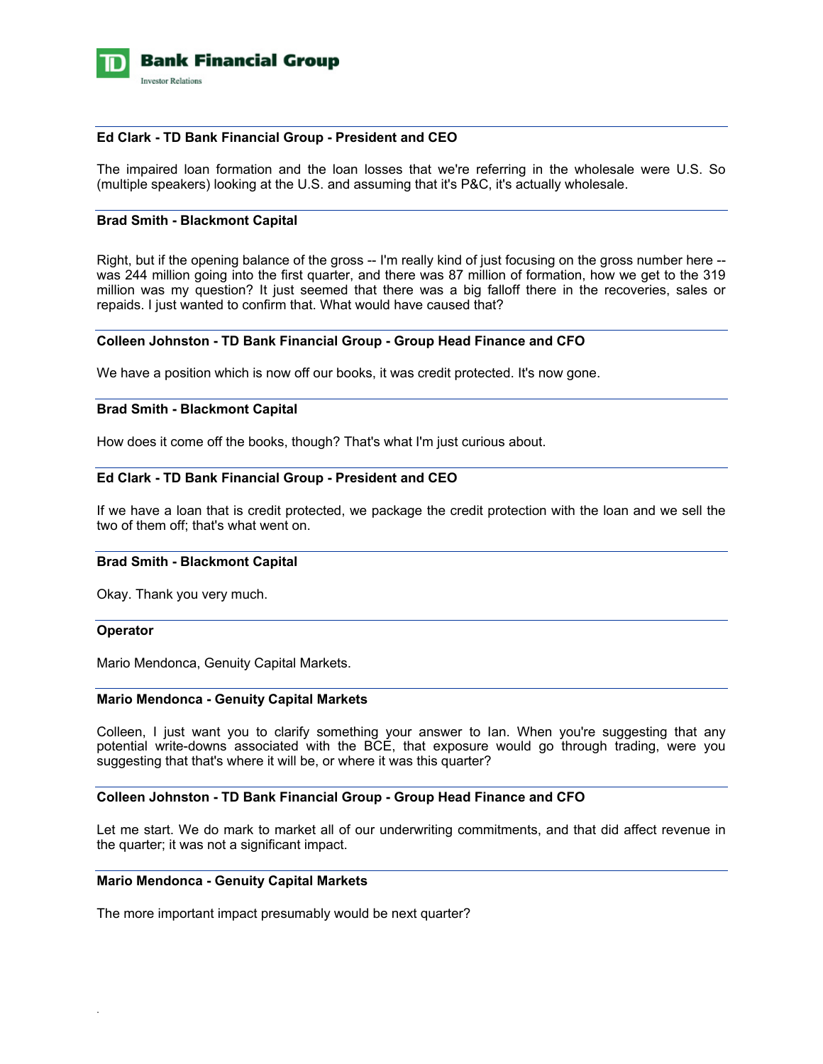**Ed Clark - TD Bank Financial Group - President and CEO**

The impaired loan formation and the loan losses that we're referring in the wholesale were U.S. So (multiple speakers) looking at the U.S. and assuming that it's P&C, it's actually wholesale.

**Brad Smith - Blackmont Capital**

Right, but if the opening balance of the gross -- I'm really kind of just focusing on the gross number here -- was 244 million going into the first quarter, and there was 87 million of formation, how we get to the 319 million was my question? It just seemed that there was a big falloff there in the recoveries, sales or repaids. I just wanted to confirm that. What would have caused that?

**Colleen Johnston - TD Bank Financial Group - Group Head Finance and CFO**

We have a position which is now off our books, it was credit protected. It's now gone.

**Brad Smith - Blackmont Capital**

How does it come off the books, though? That's what I'm just curious about.

**Ed Clark - TD Bank Financial Group - President and CEO**

If we have a loan that is credit protected, we package the credit protection with the loan and we sell the two of them off; that's what went on.

**Brad Smith - Blackmont Capital**

Okay. Thank you very much.

**Operator**

Mario Mendonca, Genuity Capital Markets.

**Mario Mendonca - Genuity Capital Markets**

Colleen, I just want you to clarify something your answer to Ian. When you're suggesting that any potential write-downs associated with the BCE, that exposure would go through trading, were you suggesting that that's where it will be, or where it was this quarter?

**Colleen Johnston - TD Bank Financial Group - Group Head Finance and CFO**

Let me start. We do mark to market all of our underwriting commitments, and that did affect revenue in the quarter; it was not a significant impact.

**Mario Mendonca - Genuity Capital Markets**

The more important impact presumably would be next quarter?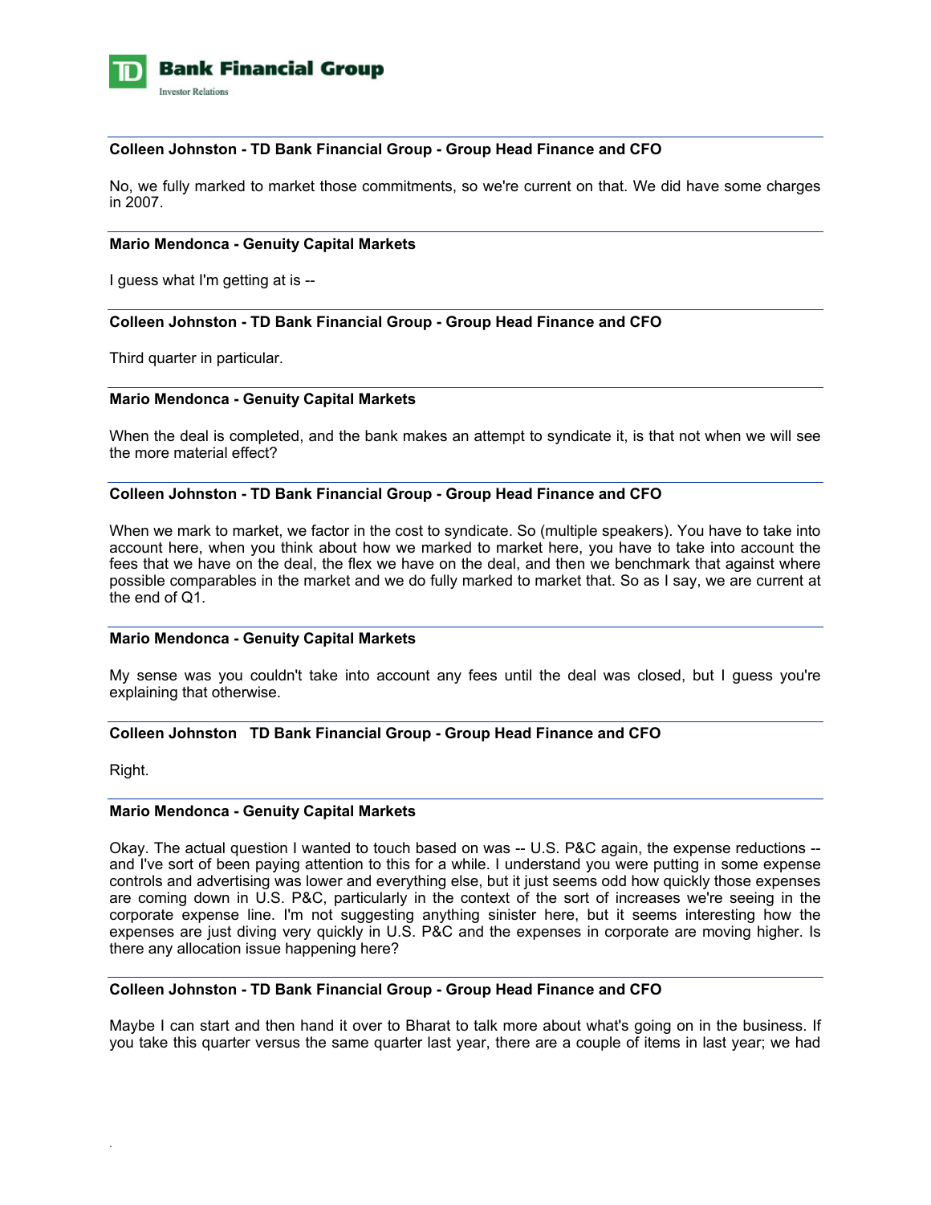**Colleen Johnston - TD Bank Financial Group - Group Head Finance and CFO**

No, we fully marked to market those commitments, so we're current on that. We did have some charges in 2007.

**Mario Mendonca - Genuity Capital Markets**

I guess what I'm getting at is --

**Colleen Johnston - TD Bank Financial Group - Group Head Finance and CFO**

Third quarter in particular.

**Mario Mendonca - Genuity Capital Markets**

When the deal is completed, and the bank makes an attempt to syndicate it, is that not when we will see the more material effect?

**Colleen Johnston - TD Bank Financial Group - Group Head Finance and CFO**

When we mark to market, we factor in the cost to syndicate. So (multiple speakers). You have to take into account here, when you think about how we marked to market here, you have to take into account the fees that we have on the deal, the flex we have on the deal, and then we benchmark that against where possible comparables in the market and we do fully marked to market that. So as I say, we are current at the end of Q1.

**Mario Mendonca - Genuity Capital Markets**

My sense was you couldn't take into account any fees until the deal was closed, but I guess you're explaining that otherwise.

**Colleen Johnston TD Bank Financial Group - Group Head Finance and CFO**

Right.

**Mario Mendonca - Genuity Capital Markets**

Okay. The actual question I wanted to touch based on was -- U.S. P&C again, the expense reductions -- and I've sort of been paying attention to this for a while. I understand you were putting in some expense controls and advertising was lower and everything else, but it just seems odd how quickly those expenses are coming down in U.S. P&C, particularly in the context of the sort of increases we're seeing in the corporate expense line. I'm not suggesting anything sinister here, but it seems interesting how the expenses are just diving very quickly in U.S. P&C and the expenses in corporate are moving higher. Is there any allocation issue happening here?

**Colleen Johnston - TD Bank Financial Group - Group Head Finance and CFO**

Maybe I can start and then hand it over to Bharat to talk more about what's going on in the business. If you take this quarter versus the same quarter last year, there are a couple of items in last year; we had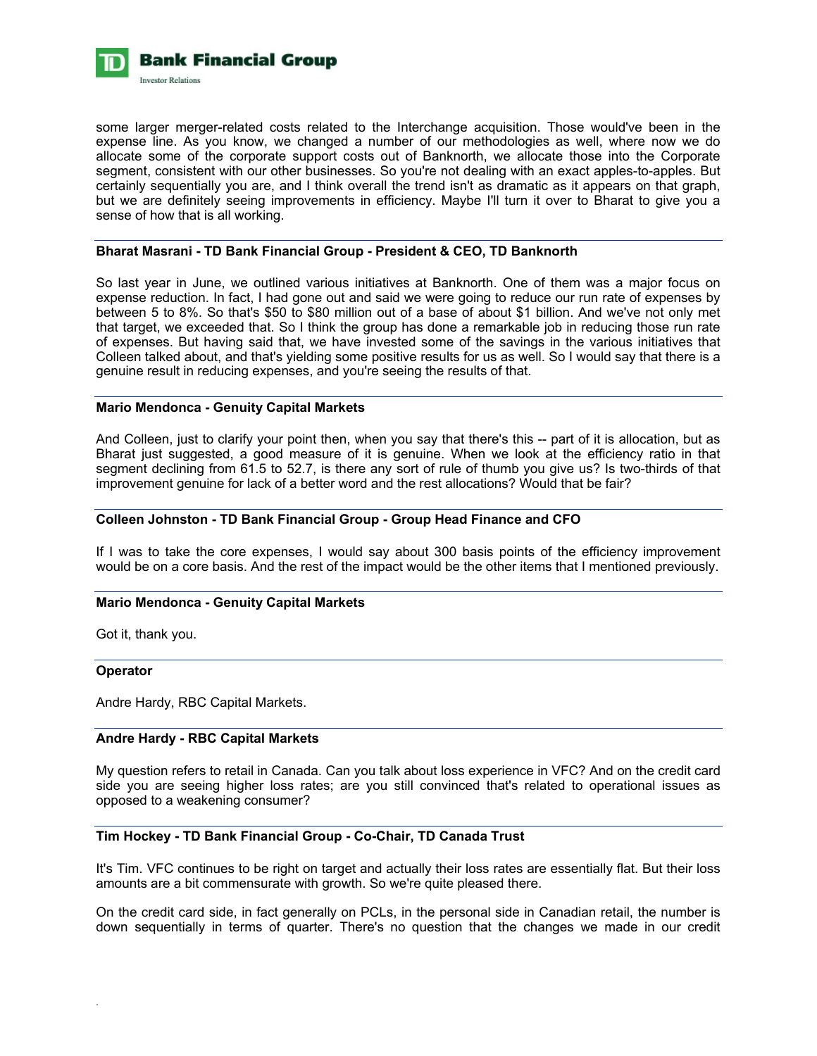some larger merger-related costs related to the Interchange acquisition. Those would've been in the expense line. As you know, we changed a number of our methodologies as well, where now we do allocate some of the corporate support costs out of Banknorth, we allocate those into the Corporate segment, consistent with our other businesses. So you're not dealing with an exact apples-to-apples. But certainly sequentially you are, and I think overall the trend isn't as dramatic as it appears on that graph, but we are definitely seeing improvements in efficiency. Maybe I'll turn it over to Bharat to give you a sense of how that is all working.

**Bharat Masrani - TD Bank Financial Group - President & CEO, TD Banknorth**

So last year in June, we outlined various initiatives at Banknorth. One of them was a major focus on expense reduction. In fact, I had gone out and said we were going to reduce our run rate of expenses by between 5 to 8%. So that's $50 to $80 million out of a base of about $1 billion. And we've not only met that target, we exceeded that. So I think the group has done a remarkable job in reducing those run rate of expenses. But having said that, we have invested some of the savings in the various initiatives that Colleen talked about, and that's yielding some positive results for us as well. So I would say that there is a genuine result in reducing expenses, and you're seeing the results of that.

**Mario Mendonca - Genuity Capital Markets**

And Colleen, just to clarify your point then, when you say that there's this -- part of it is allocation, but as Bharat just suggested, a good measure of it is genuine. When we look at the efficiency ratio in that segment declining from 61.5 to 52.7, is there any sort of rule of thumb you give us? Is two-thirds of that improvement genuine for lack of a better word and the rest allocations? Would that be fair?

**Colleen Johnston - TD Bank Financial Group - Group Head Finance and CFO**

If I was to take the core expenses, I would say about 300 basis points of the efficiency improvement would be on a core basis. And the rest of the impact would be the other items that I mentioned previously.

**Mario Mendonca - Genuity Capital Markets**

Got it, thank you.

**Operator**

Andre Hardy, RBC Capital Markets.

**Andre Hardy - RBC Capital Markets**

My question refers to retail in Canada. Can you talk about loss experience in VFC? And on the credit card side you are seeing higher loss rates; are you still convinced that's related to operational issues as opposed to a weakening consumer?

**Tim Hockey - TD Bank Financial Group - Co-Chair, TD Canada Trust**

It's Tim. VFC continues to be right on target and actually their loss rates are essentially flat. But their loss amounts are a bit commensurate with growth. So we're quite pleased there.

On the credit card side, in fact generally on PCLs, in the personal side in Canadian retail, the number is down sequentially in terms of quarter. There's no question that the changes we made in our credit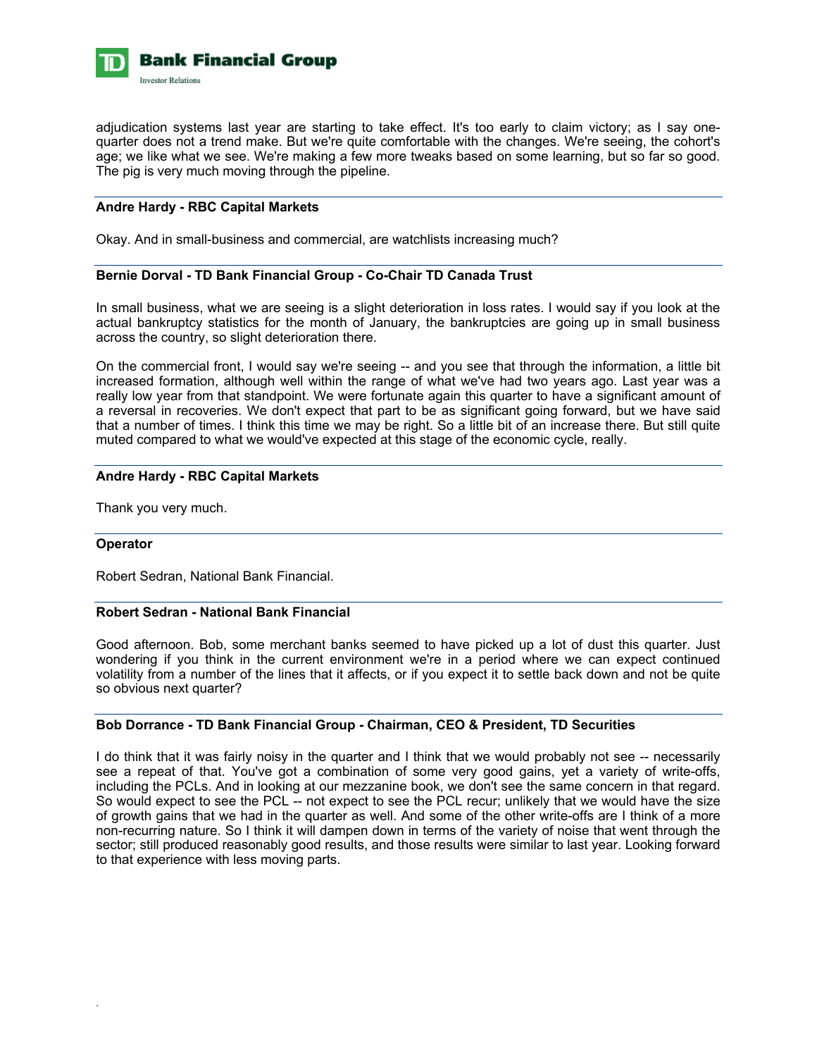adjudication systems last year are starting to take effect. It's too early to claim victory; as I say one-quarter does not a trend make. But we're quite comfortable with the changes. We're seeing, the cohort's age; we like what we see. We're making a few more tweaks based on some learning, but so far so good. The pig is very much moving through the pipeline.

---

**Andre Hardy - RBC Capital Markets**

Okay. And in small-business and commercial, are watchlists increasing much?

---

**Bernie Dorval - TD Bank Financial Group - Co-Chair TD Canada Trust**

In small business, what we are seeing is a slight deterioration in loss rates. I would say if you look at the actual bankruptcy statistics for the month of January, the bankruptcies are going up in small business across the country, so slight deterioration there.

On the commercial front, I would say we're seeing -- and you see that through the information, a little bit increased formation, although well within the range of what we've had two years ago. Last year was a really low year from that standpoint. We were fortunate again this quarter to have a significant amount of a reversal in recoveries. We don't expect that part to be as significant going forward, but we have said that a number of times. I think this time we may be right. So a little bit of an increase there. But still quite muted compared to what we would've expected at this stage of the economic cycle, really.

---

**Andre Hardy - RBC Capital Markets**

Thank you very much.

---

**Operator**

Robert Sedran, National Bank Financial.

---

**Robert Sedran - National Bank Financial**

Good afternoon. Bob, some merchant banks seemed to have picked up a lot of dust this quarter. Just wondering if you think in the current environment we're in a period where we can expect continued volatility from a number of the lines that it affects, or if you expect it to settle back down and not be quite so obvious next quarter?

---

**Bob Dorrance - TD Bank Financial Group - Chairman, CEO & President, TD Securities**

I do think that it was fairly noisy in the quarter and I think that we would probably not see -- necessarily see a repeat of that. You've got a combination of some very good gains, yet a variety of write-offs, including the PCLs. And in looking at our mezzanine book, we don't see the same concern in that regard. So would expect to see the PCL -- not expect to see the PCL recur; unlikely that we would have the size of growth gains that we had in the quarter as well. And some of the other write-offs are I think of a more non-recurring nature. So I think it will dampen down in terms of the variety of noise that went through the sector; still produced reasonably good results, and those results were similar to last year. Looking forward to that experience with less moving parts.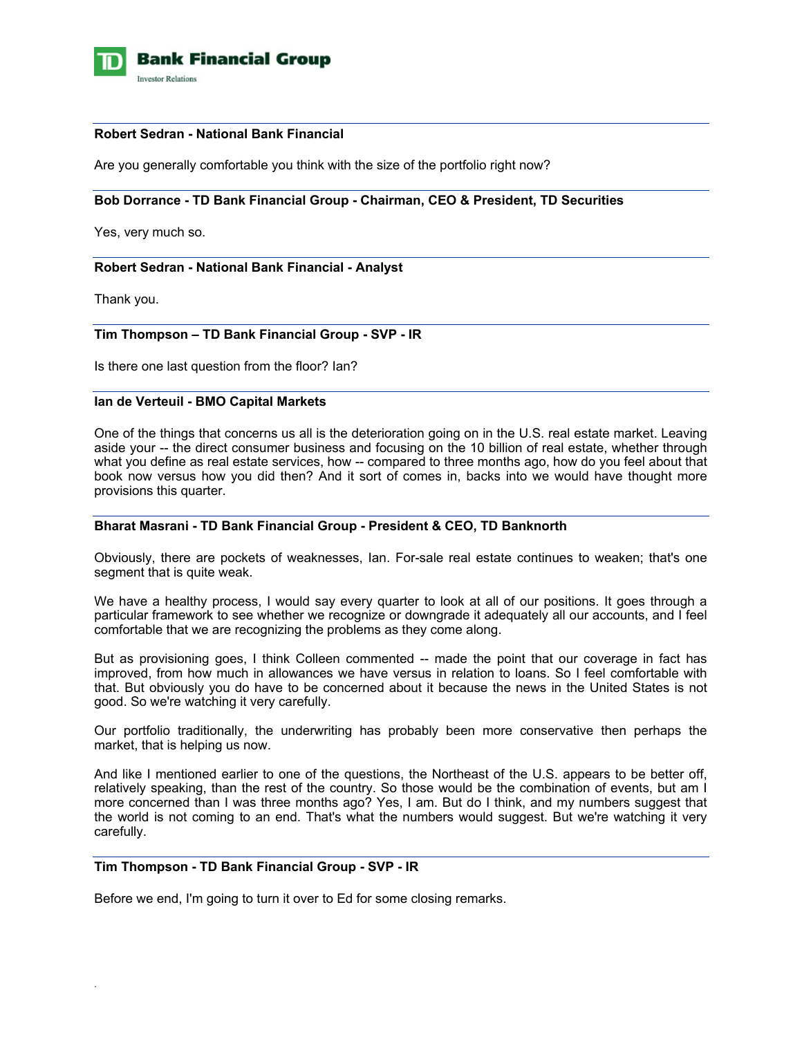**Robert Sedran - National Bank Financial**

Are you generally comfortable you think with the size of the portfolio right now?

**Bob Dorrance - TD Bank Financial Group - Chairman, CEO & President, TD Securities**

Yes, very much so.

**Robert Sedran - National Bank Financial - Analyst**

Thank you.

**Tim Thompson – TD Bank Financial Group - SVP - IR**

Is there one last question from the floor? Ian?

**Ian de Verteuil - BMO Capital Markets**

One of the things that concerns us all is the deterioration going on in the U.S. real estate market. Leaving aside your -- the direct consumer business and focusing on the 10 billion of real estate, whether through what you define as real estate services, how -- compared to three months ago, how do you feel about that book now versus how you did then? And it sort of comes in, backs into we would have thought more provisions this quarter.

**Bharat Masrani - TD Bank Financial Group - President & CEO, TD Banknorth**

Obviously, there are pockets of weaknesses, Ian. For-sale real estate continues to weaken; that's one segment that is quite weak.

We have a healthy process, I would say every quarter to look at all of our positions. It goes through a particular framework to see whether we recognize or downgrade it adequately all our accounts, and I feel comfortable that we are recognizing the problems as they come along.

But as provisioning goes, I think Colleen commented -- made the point that our coverage in fact has improved, from how much in allowances we have versus in relation to loans. So I feel comfortable with that. But obviously you do have to be concerned about it because the news in the United States is not good. So we're watching it very carefully.

Our portfolio traditionally, the underwriting has probably been more conservative then perhaps the market, that is helping us now.

And like I mentioned earlier to one of the questions, the Northeast of the U.S. appears to be better off, relatively speaking, than the rest of the country. So those would be the combination of events, but am I more concerned than I was three months ago? Yes, I am. But do I think, and my numbers suggest that the world is not coming to an end. That's what the numbers would suggest. But we're watching it very carefully.

**Tim Thompson - TD Bank Financial Group - SVP - IR**

Before we end, I'm going to turn it over to Ed for some closing remarks.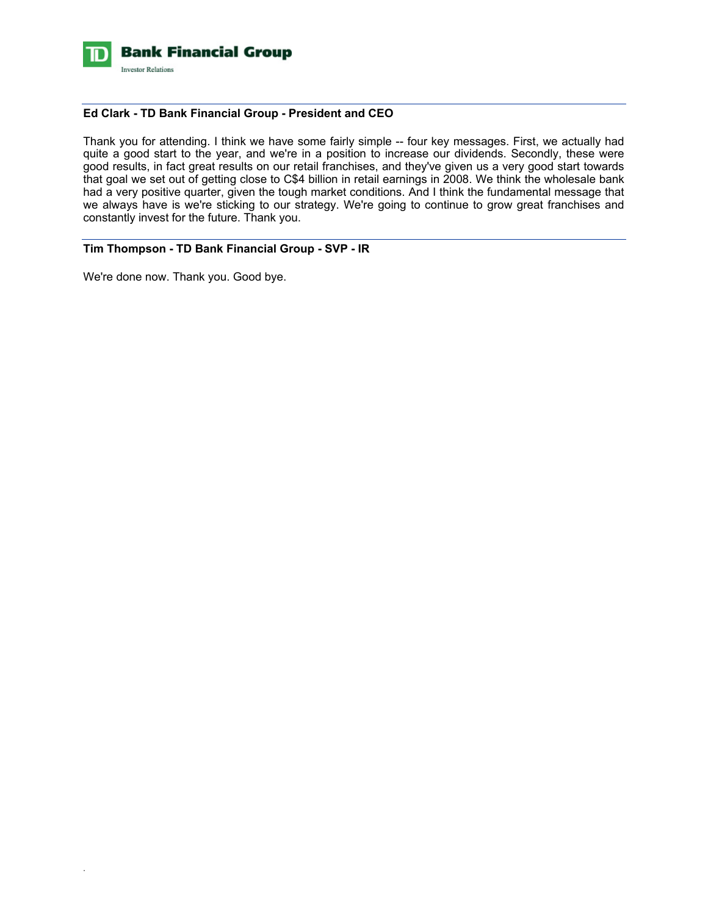**Ed Clark - TD Bank Financial Group - President and CEO**

Thank you for attending. I think we have some fairly simple -- four key messages. First, we actually had quite a good start to the year, and we're in a position to increase our dividends. Secondly, these were good results, in fact great results on our retail franchises, and they've given us a very good start towards that goal we set out of getting close to C$4 billion in retail earnings in 2008. We think the wholesale bank had a very positive quarter, given the tough market conditions. And I think the fundamental message that we always have is we're sticking to our strategy. We're going to continue to grow great franchises and constantly invest for the future. Thank you.

**Tim Thompson - TD Bank Financial Group - SVP - IR**

We're done now. Thank you. Good bye.